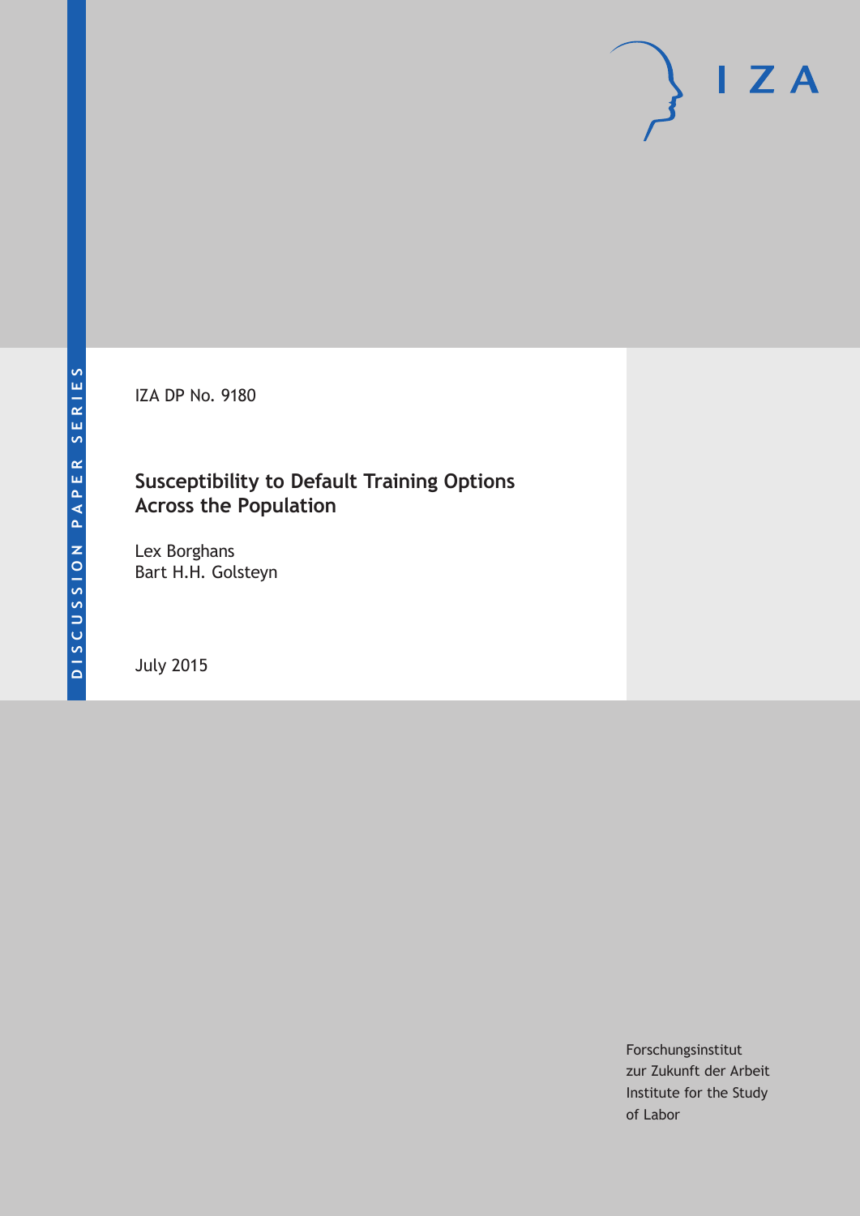DISCUSSION PAPER SERIES

IZA DP No. 9180

# Susceptibility to Default Training Options Across the Population

Lex Borghans
Bart H.H. Golsteyn

July 2015

Forschungsinstitut
zur Zukunft der Arbeit
Institute for the Study
of Labor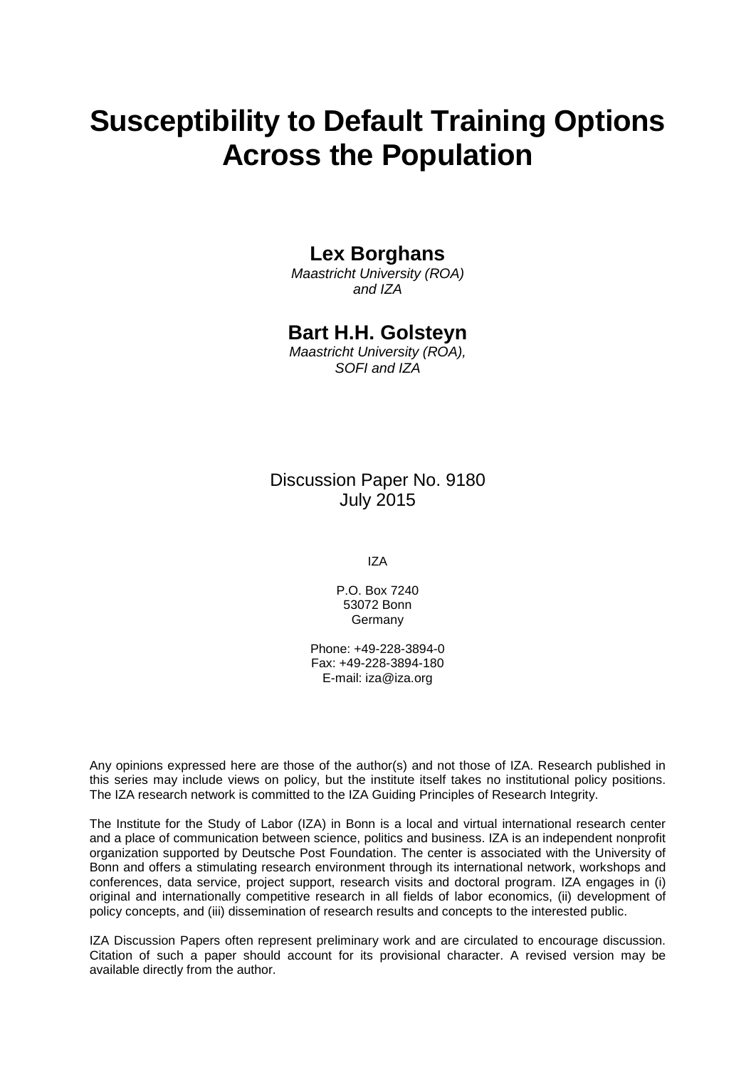# Susceptibility to Default Training Options Across the Population

**Lex Borghans**

*Maastricht University (ROA) and IZA*

**Bart H.H. Golsteyn**

*Maastricht University (ROA), SOFI and IZA*

Discussion Paper No. 9180
July 2015

IZA

P.O. Box 7240
53072 Bonn
Germany

Phone: +49-228-3894-0
Fax: +49-228-3894-180
E-mail: iza@iza.org

Any opinions expressed here are those of the author(s) and not those of IZA. Research published in this series may include views on policy, but the institute itself takes no institutional policy positions. The IZA research network is committed to the IZA Guiding Principles of Research Integrity.

The Institute for the Study of Labor (IZA) in Bonn is a local and virtual international research center and a place of communication between science, politics and business. IZA is an independent nonprofit organization supported by Deutsche Post Foundation. The center is associated with the University of Bonn and offers a stimulating research environment through its international network, workshops and conferences, data service, project support, research visits and doctoral program. IZA engages in (i) original and internationally competitive research in all fields of labor economics, (ii) development of policy concepts, and (iii) dissemination of research results and concepts to the interested public.

IZA Discussion Papers often represent preliminary work and are circulated to encourage discussion. Citation of such a paper should account for its provisional character. A revised version may be available directly from the author.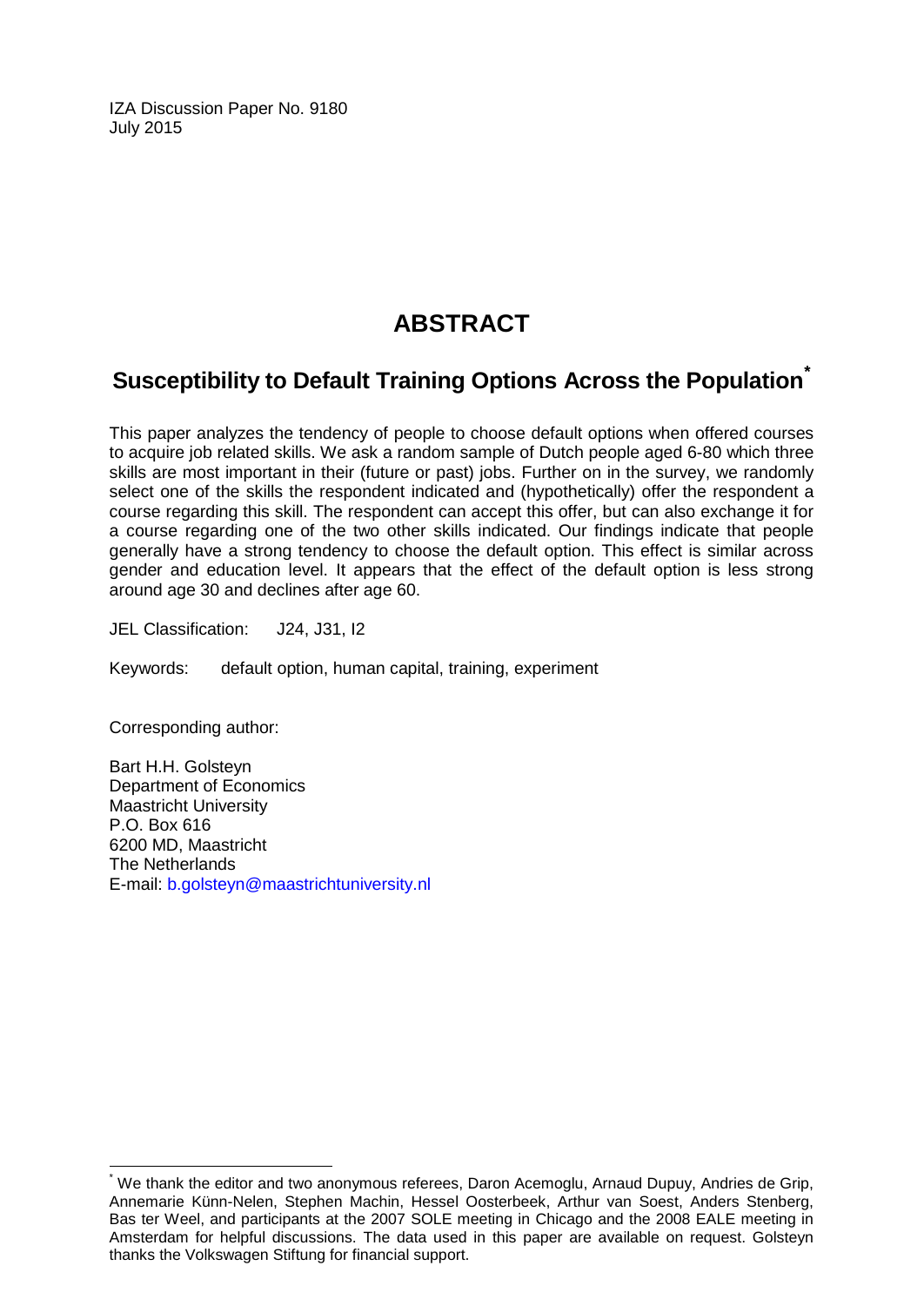IZA Discussion Paper No. 9180
July 2015

# ABSTRACT

## Susceptibility to Default Training Options Across the Population[*]

This paper analyzes the tendency of people to choose default options when offered courses to acquire job related skills. We ask a random sample of Dutch people aged 6-80 which three skills are most important in their (future or past) jobs. Further on in the survey, we randomly select one of the skills the respondent indicated and (hypothetically) offer the respondent a course regarding this skill. The respondent can accept this offer, but can also exchange it for a course regarding one of the two other skills indicated. Our findings indicate that people generally have a strong tendency to choose the default option. This effect is similar across gender and education level. It appears that the effect of the default option is less strong around age 30 and declines after age 60.

JEL Classification: J24, J31, I2

Keywords: default option, human capital, training, experiment

Corresponding author:

Bart H.H. Golsteyn
Department of Economics
Maastricht University
P.O. Box 616
6200 MD, Maastricht
The Netherlands
E-mail: b.golsteyn@maastrichtuniversity.nl

---

[*] We thank the editor and two anonymous referees, Daron Acemoglu, Arnaud Dupuy, Andries de Grip, Annemarie Künn-Nelen, Stephen Machin, Hessel Oosterbeek, Arthur van Soest, Anders Stenberg, Bas ter Weel, and participants at the 2007 SOLE meeting in Chicago and the 2008 EALE meeting in Amsterdam for helpful discussions. The data used in this paper are available on request. Golsteyn thanks the Volkswagen Stiftung for financial support.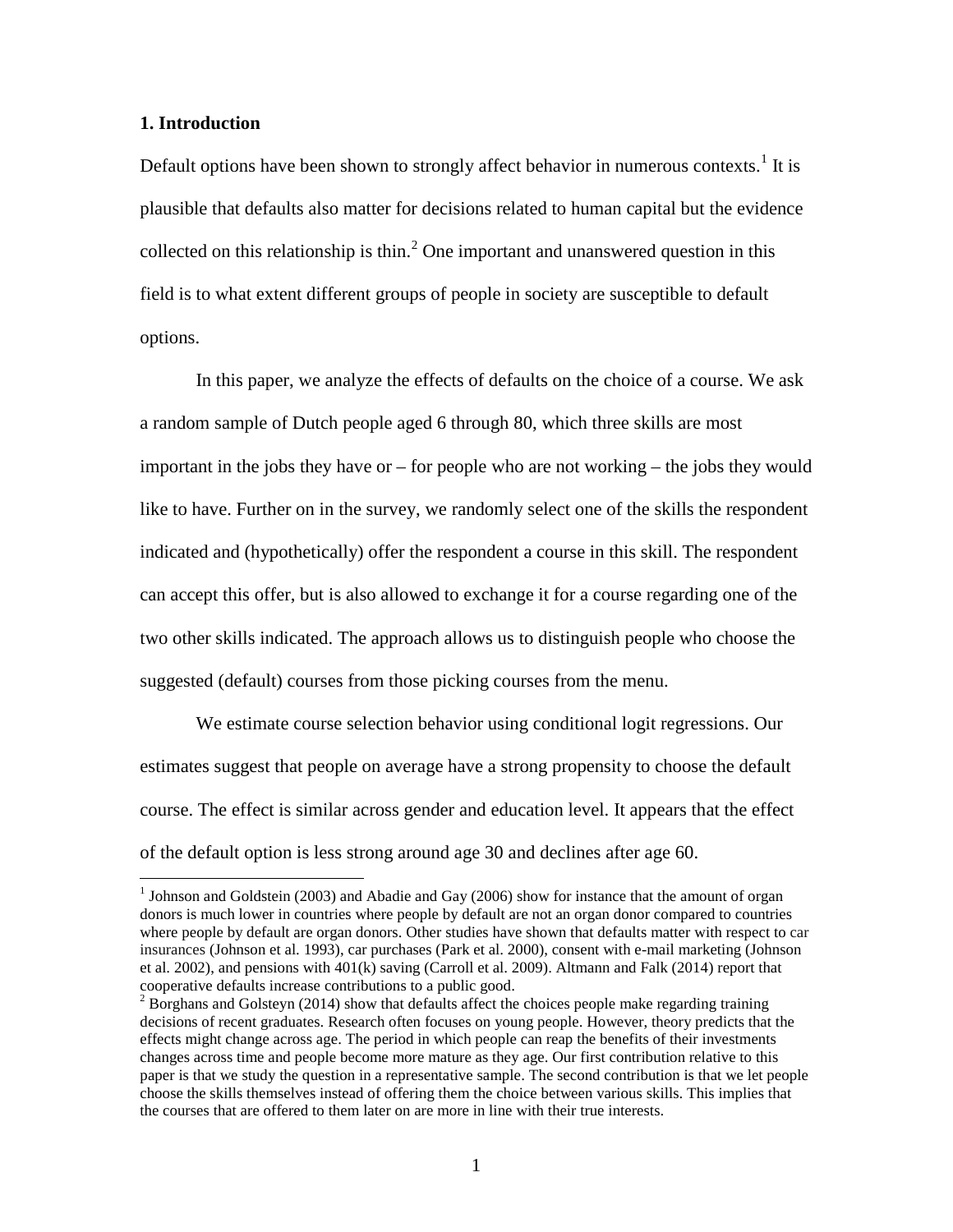## 1. Introduction

Default options have been shown to strongly affect behavior in numerous contexts.[1] It is plausible that defaults also matter for decisions related to human capital but the evidence collected on this relationship is thin.[2] One important and unanswered question in this field is to what extent different groups of people in society are susceptible to default options.

In this paper, we analyze the effects of defaults on the choice of a course. We ask a random sample of Dutch people aged 6 through 80, which three skills are most important in the jobs they have or – for people who are not working – the jobs they would like to have. Further on in the survey, we randomly select one of the skills the respondent indicated and (hypothetically) offer the respondent a course in this skill. The respondent can accept this offer, but is also allowed to exchange it for a course regarding one of the two other skills indicated. The approach allows us to distinguish people who choose the suggested (default) courses from those picking courses from the menu.

We estimate course selection behavior using conditional logit regressions. Our estimates suggest that people on average have a strong propensity to choose the default course. The effect is similar across gender and education level. It appears that the effect of the default option is less strong around age 30 and declines after age 60.

---

[1] Johnson and Goldstein (2003) and Abadie and Gay (2006) show for instance that the amount of organ donors is much lower in countries where people by default are not an organ donor compared to countries where people by default are organ donors. Other studies have shown that defaults matter with respect to car insurances (Johnson et al. 1993), car purchases (Park et al. 2000), consent with e-mail marketing (Johnson et al. 2002), and pensions with 401(k) saving (Carroll et al. 2009). Altmann and Falk (2014) report that cooperative defaults increase contributions to a public good.

[2] Borghans and Golsteyn (2014) show that defaults affect the choices people make regarding training decisions of recent graduates. Research often focuses on young people. However, theory predicts that the effects might change across age. The period in which people can reap the benefits of their investments changes across time and people become more mature as they age. Our first contribution relative to this paper is that we study the question in a representative sample. The second contribution is that we let people choose the skills themselves instead of offering them the choice between various skills. This implies that the courses that are offered to them later on are more in line with their true interests.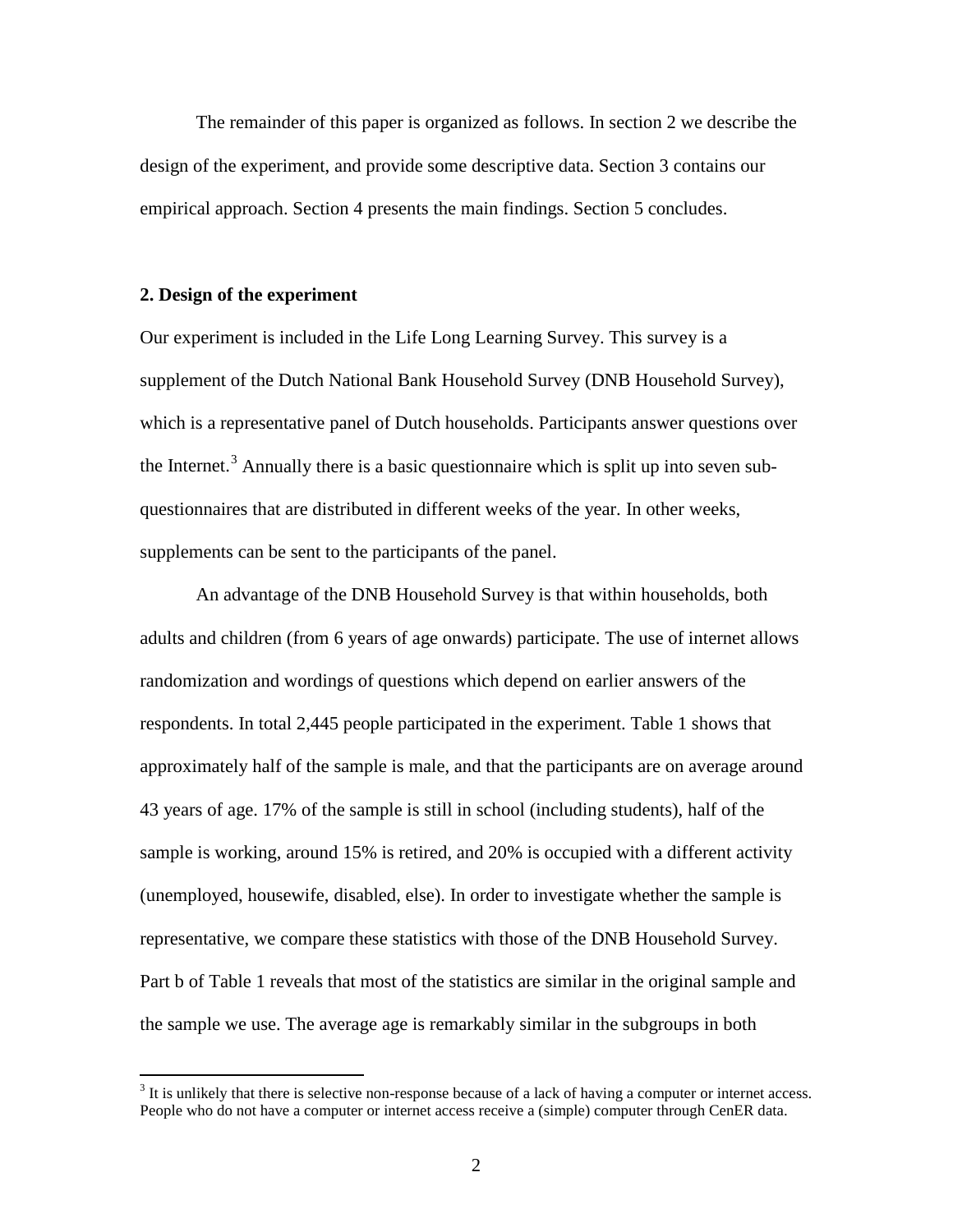The remainder of this paper is organized as follows. In section 2 we describe the design of the experiment, and provide some descriptive data. Section 3 contains our empirical approach. Section 4 presents the main findings. Section 5 concludes.

## 2. Design of the experiment

Our experiment is included in the Life Long Learning Survey. This survey is a supplement of the Dutch National Bank Household Survey (DNB Household Survey), which is a representative panel of Dutch households. Participants answer questions over the Internet.[3] Annually there is a basic questionnaire which is split up into seven sub-questionnaires that are distributed in different weeks of the year. In other weeks, supplements can be sent to the participants of the panel.

An advantage of the DNB Household Survey is that within households, both adults and children (from 6 years of age onwards) participate. The use of internet allows randomization and wordings of questions which depend on earlier answers of the respondents. In total 2,445 people participated in the experiment. Table 1 shows that approximately half of the sample is male, and that the participants are on average around 43 years of age. 17% of the sample is still in school (including students), half of the sample is working, around 15% is retired, and 20% is occupied with a different activity (unemployed, housewife, disabled, else). In order to investigate whether the sample is representative, we compare these statistics with those of the DNB Household Survey. Part b of Table 1 reveals that most of the statistics are similar in the original sample and the sample we use. The average age is remarkably similar in the subgroups in both

[3] It is unlikely that there is selective non-response because of a lack of having a computer or internet access. People who do not have a computer or internet access receive a (simple) computer through CenER data.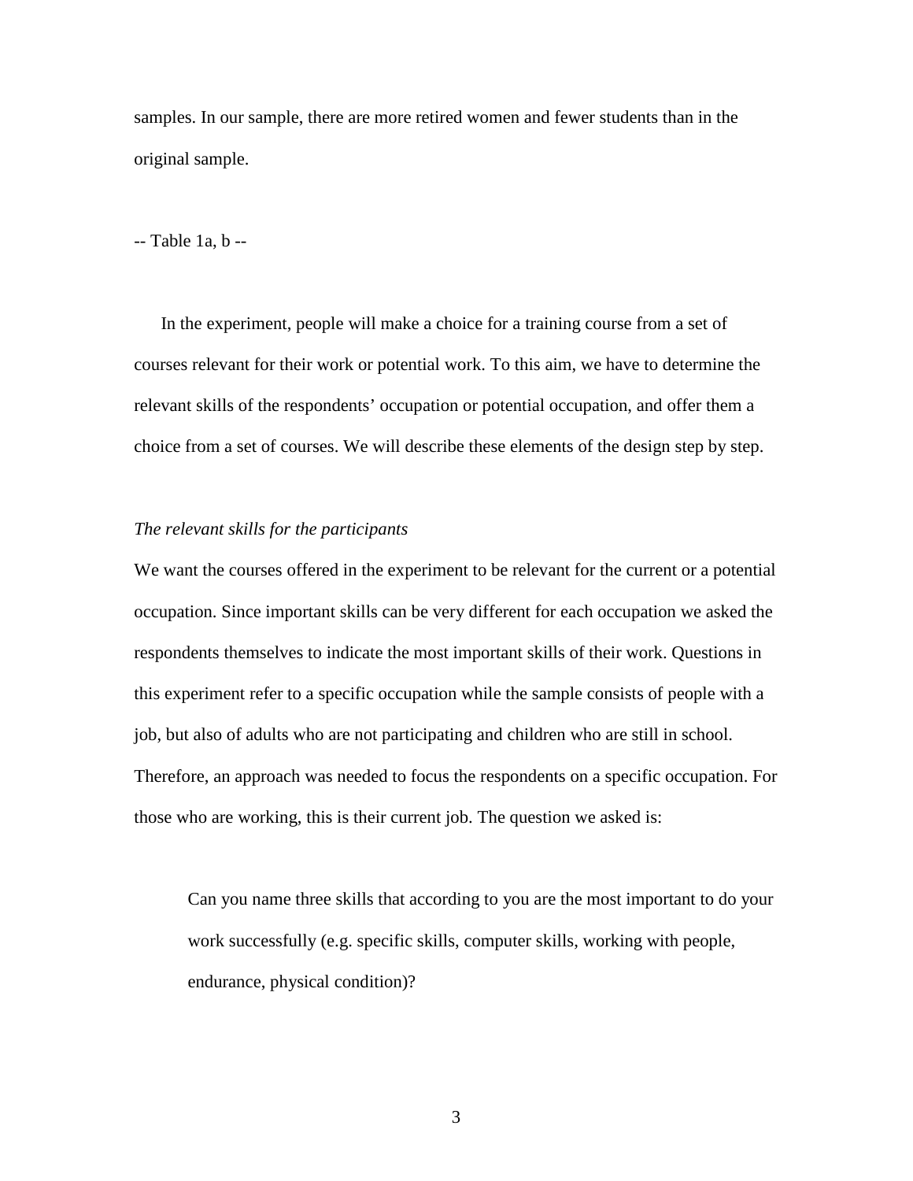samples. In our sample, there are more retired women and fewer students than in the original sample.

-- Table 1a, b --

In the experiment, people will make a choice for a training course from a set of courses relevant for their work or potential work. To this aim, we have to determine the relevant skills of the respondents' occupation or potential occupation, and offer them a choice from a set of courses. We will describe these elements of the design step by step.

*The relevant skills for the participants*

We want the courses offered in the experiment to be relevant for the current or a potential occupation. Since important skills can be very different for each occupation we asked the respondents themselves to indicate the most important skills of their work. Questions in this experiment refer to a specific occupation while the sample consists of people with a job, but also of adults who are not participating and children who are still in school. Therefore, an approach was needed to focus the respondents on a specific occupation. For those who are working, this is their current job. The question we asked is:

> Can you name three skills that according to you are the most important to do your work successfully (e.g. specific skills, computer skills, working with people, endurance, physical condition)?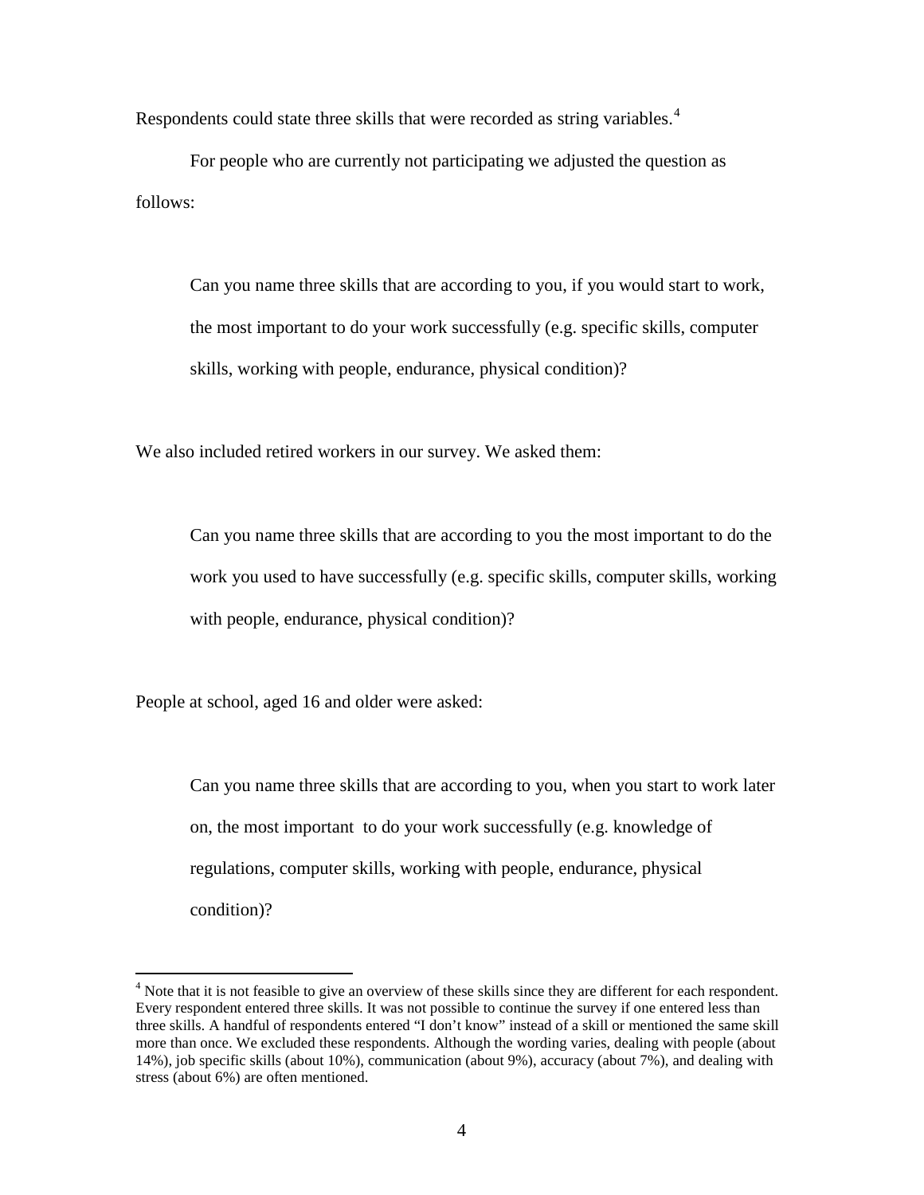Respondents could state three skills that were recorded as string variables.[4]

For people who are currently not participating we adjusted the question as follows:

> Can you name three skills that are according to you, if you would start to work, the most important to do your work successfully (e.g. specific skills, computer skills, working with people, endurance, physical condition)?

We also included retired workers in our survey. We asked them:

> Can you name three skills that are according to you the most important to do the work you used to have successfully (e.g. specific skills, computer skills, working with people, endurance, physical condition)?

People at school, aged 16 and older were asked:

> Can you name three skills that are according to you, when you start to work later on, the most important to do your work successfully (e.g. knowledge of regulations, computer skills, working with people, endurance, physical condition)?

---

[4] Note that it is not feasible to give an overview of these skills since they are different for each respondent. Every respondent entered three skills. It was not possible to continue the survey if one entered less than three skills. A handful of respondents entered "I don't know" instead of a skill or mentioned the same skill more than once. We excluded these respondents. Although the wording varies, dealing with people (about 14%), job specific skills (about 10%), communication (about 9%), accuracy (about 7%), and dealing with stress (about 6%) are often mentioned.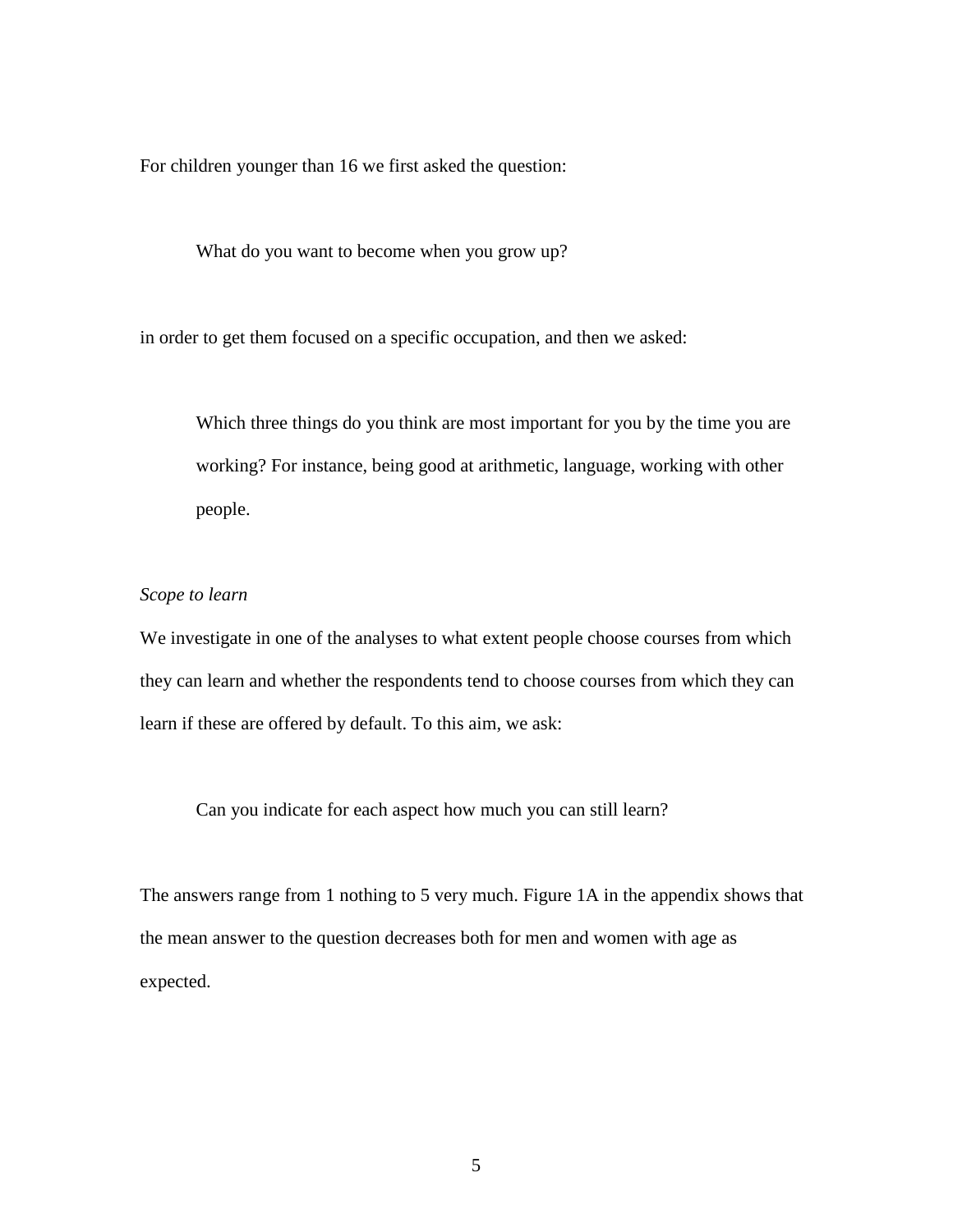For children younger than 16 we first asked the question:

> What do you want to become when you grow up?

in order to get them focused on a specific occupation, and then we asked:

> Which three things do you think are most important for you by the time you are working? For instance, being good at arithmetic, language, working with other people.

*Scope to learn*

We investigate in one of the analyses to what extent people choose courses from which they can learn and whether the respondents tend to choose courses from which they can learn if these are offered by default. To this aim, we ask:

> Can you indicate for each aspect how much you can still learn?

The answers range from 1 nothing to 5 very much. Figure 1A in the appendix shows that the mean answer to the question decreases both for men and women with age as expected.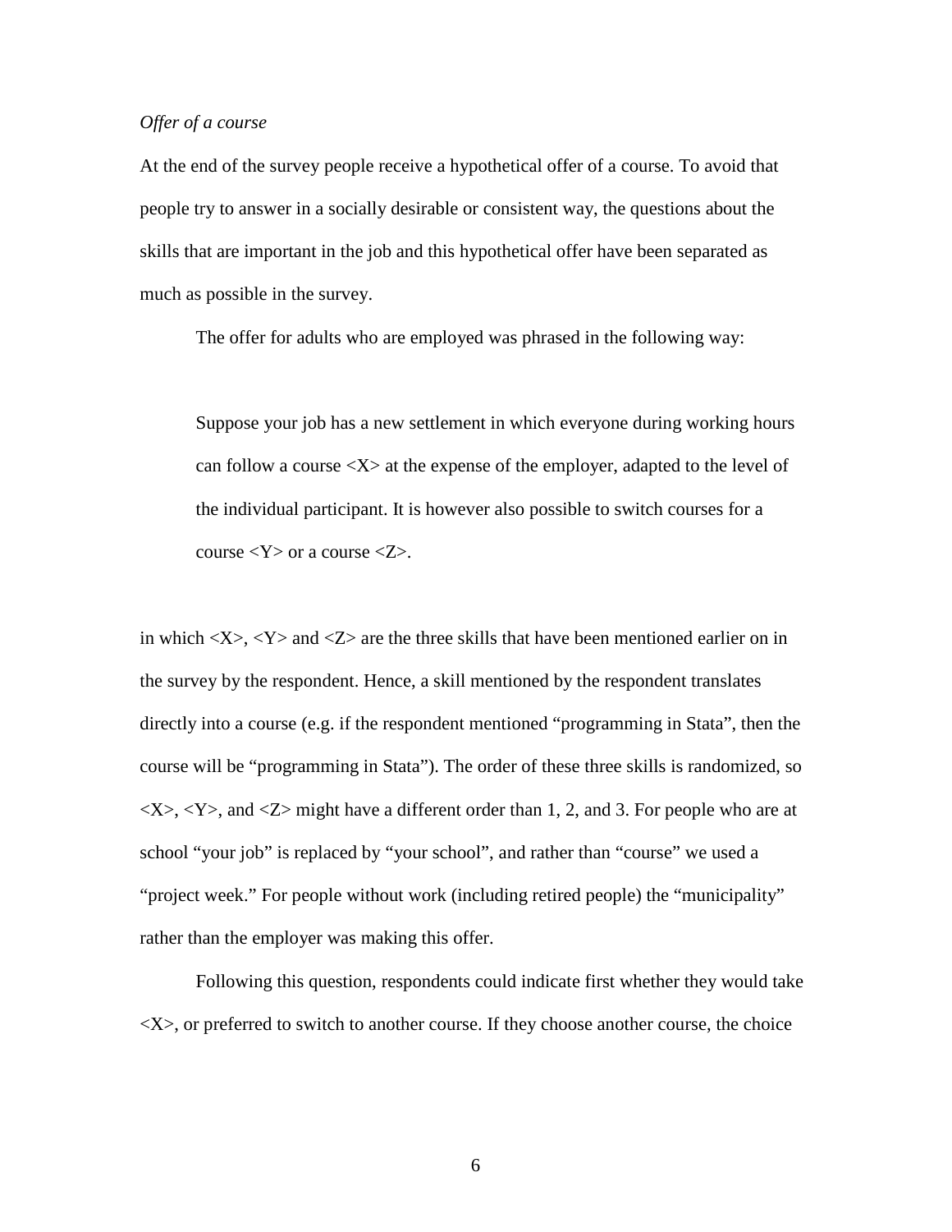*Offer of a course*

At the end of the survey people receive a hypothetical offer of a course. To avoid that people try to answer in a socially desirable or consistent way, the questions about the skills that are important in the job and this hypothetical offer have been separated as much as possible in the survey.

The offer for adults who are employed was phrased in the following way:

> Suppose your job has a new settlement in which everyone during working hours can follow a course <X> at the expense of the employer, adapted to the level of the individual participant. It is however also possible to switch courses for a course <Y> or a course <Z>.

in which <X>, <Y> and <Z> are the three skills that have been mentioned earlier on in the survey by the respondent. Hence, a skill mentioned by the respondent translates directly into a course (e.g. if the respondent mentioned "programming in Stata", then the course will be "programming in Stata"). The order of these three skills is randomized, so <X>, <Y>, and <Z> might have a different order than 1, 2, and 3. For people who are at school "your job" is replaced by "your school", and rather than "course" we used a "project week." For people without work (including retired people) the "municipality" rather than the employer was making this offer.

Following this question, respondents could indicate first whether they would take <X>, or preferred to switch to another course. If they choose another course, the choice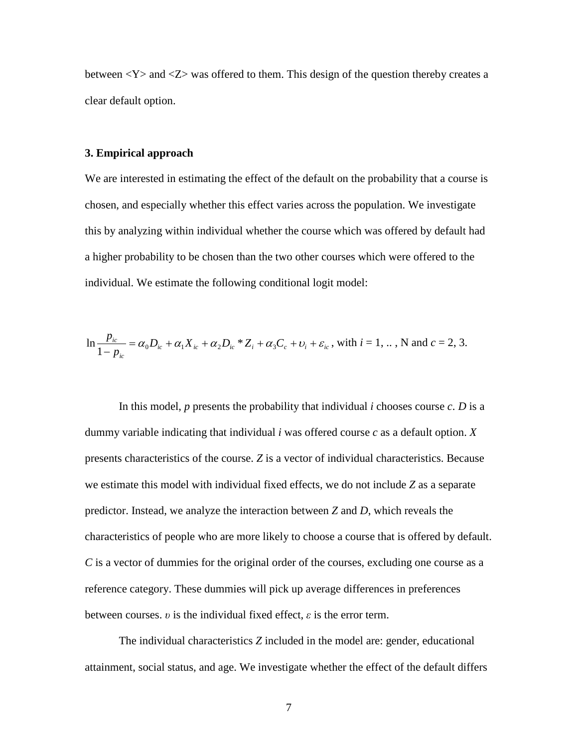between <Y> and <Z> was offered to them. This design of the question thereby creates a clear default option.

### 3. Empirical approach

We are interested in estimating the effect of the default on the probability that a course is chosen, and especially whether this effect varies across the population. We investigate this by analyzing within individual whether the course which was offered by default had a higher probability to be chosen than the two other courses which were offered to the individual. We estimate the following conditional logit model:

$$\ln \frac{p_{ic}}{1-p_{ic}} = \alpha_0 D_{ic} + \alpha_1 X_{ic} + \alpha_2 D_{ic} * Z_i + \alpha_3 C_c + \upsilon_i + \varepsilon_{ic}, \text{ with } i = 1, .. , \text{N and } c = 2, 3.$$

In this model, $p$ presents the probability that individual $i$ chooses course $c$. $D$ is a dummy variable indicating that individual $i$ was offered course $c$ as a default option. $X$ presents characteristics of the course. $Z$ is a vector of individual characteristics. Because we estimate this model with individual fixed effects, we do not include $Z$ as a separate predictor. Instead, we analyze the interaction between $Z$ and $D$, which reveals the characteristics of people who are more likely to choose a course that is offered by default. $C$ is a vector of dummies for the original order of the courses, excluding one course as a reference category. These dummies will pick up average differences in preferences between courses. $\upsilon$ is the individual fixed effect, $\varepsilon$ is the error term.

The individual characteristics $Z$ included in the model are: gender, educational attainment, social status, and age. We investigate whether the effect of the default differs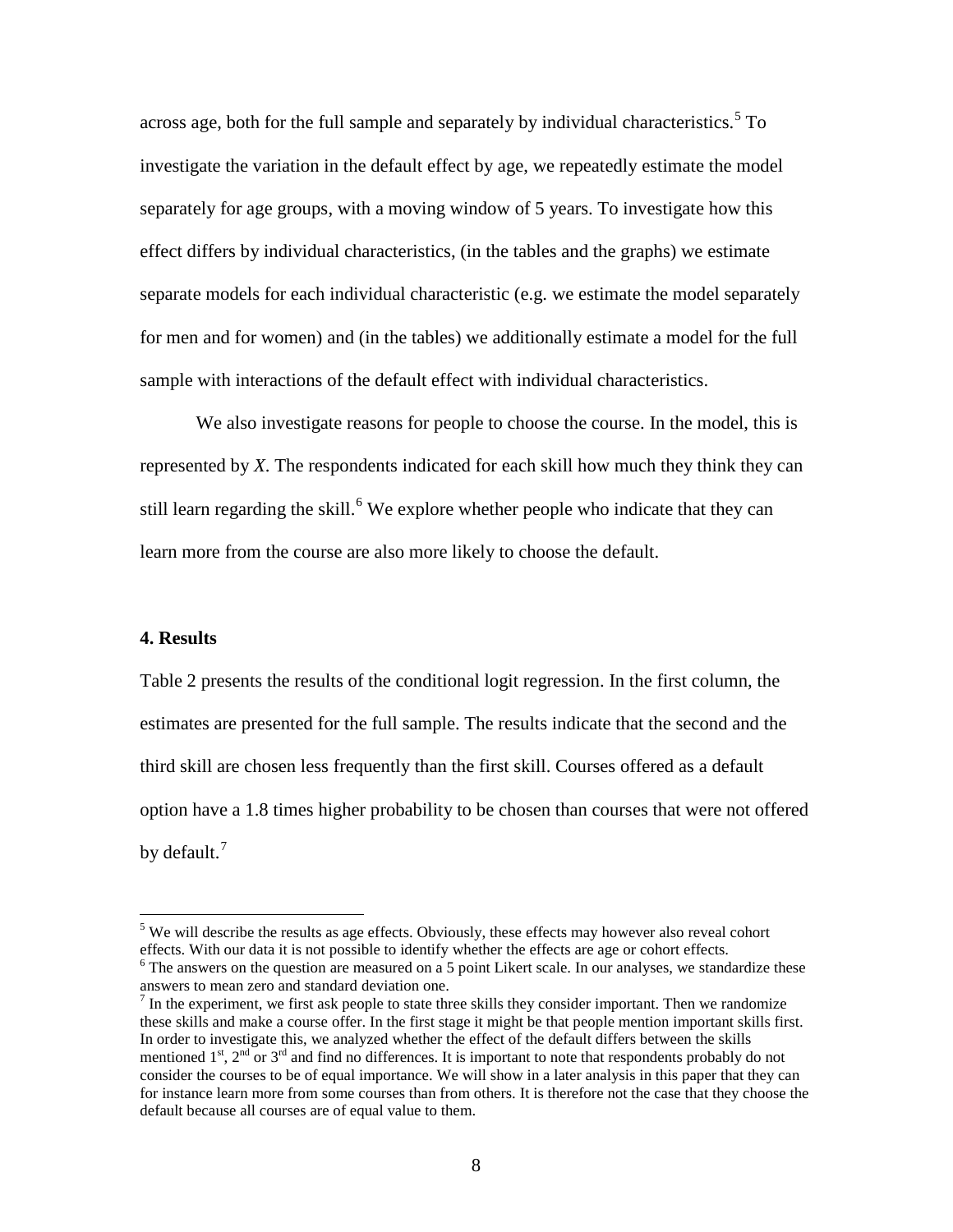across age, both for the full sample and separately by individual characteristics.[5] To investigate the variation in the default effect by age, we repeatedly estimate the model separately for age groups, with a moving window of 5 years. To investigate how this effect differs by individual characteristics, (in the tables and the graphs) we estimate separate models for each individual characteristic (e.g. we estimate the model separately for men and for women) and (in the tables) we additionally estimate a model for the full sample with interactions of the default effect with individual characteristics.

We also investigate reasons for people to choose the course. In the model, this is represented by $X$. The respondents indicated for each skill how much they think they can still learn regarding the skill.[6] We explore whether people who indicate that they can learn more from the course are also more likely to choose the default.

### 4. Results

Table 2 presents the results of the conditional logit regression. In the first column, the estimates are presented for the full sample. The results indicate that the second and the third skill are chosen less frequently than the first skill. Courses offered as a default option have a 1.8 times higher probability to be chosen than courses that were not offered by default.[7]

---

[5] We will describe the results as age effects. Obviously, these effects may however also reveal cohort effects. With our data it is not possible to identify whether the effects are age or cohort effects.

[6] The answers on the question are measured on a 5 point Likert scale. In our analyses, we standardize these answers to mean zero and standard deviation one.

[7] In the experiment, we first ask people to state three skills they consider important. Then we randomize these skills and make a course offer. In the first stage it might be that people mention important skills first. In order to investigate this, we analyzed whether the effect of the default differs between the skills mentioned 1st, 2nd or 3rd and find no differences. It is important to note that respondents probably do not consider the courses to be of equal importance. We will show in a later analysis in this paper that they can for instance learn more from some courses than from others. It is therefore not the case that they choose the default because all courses are of equal value to them.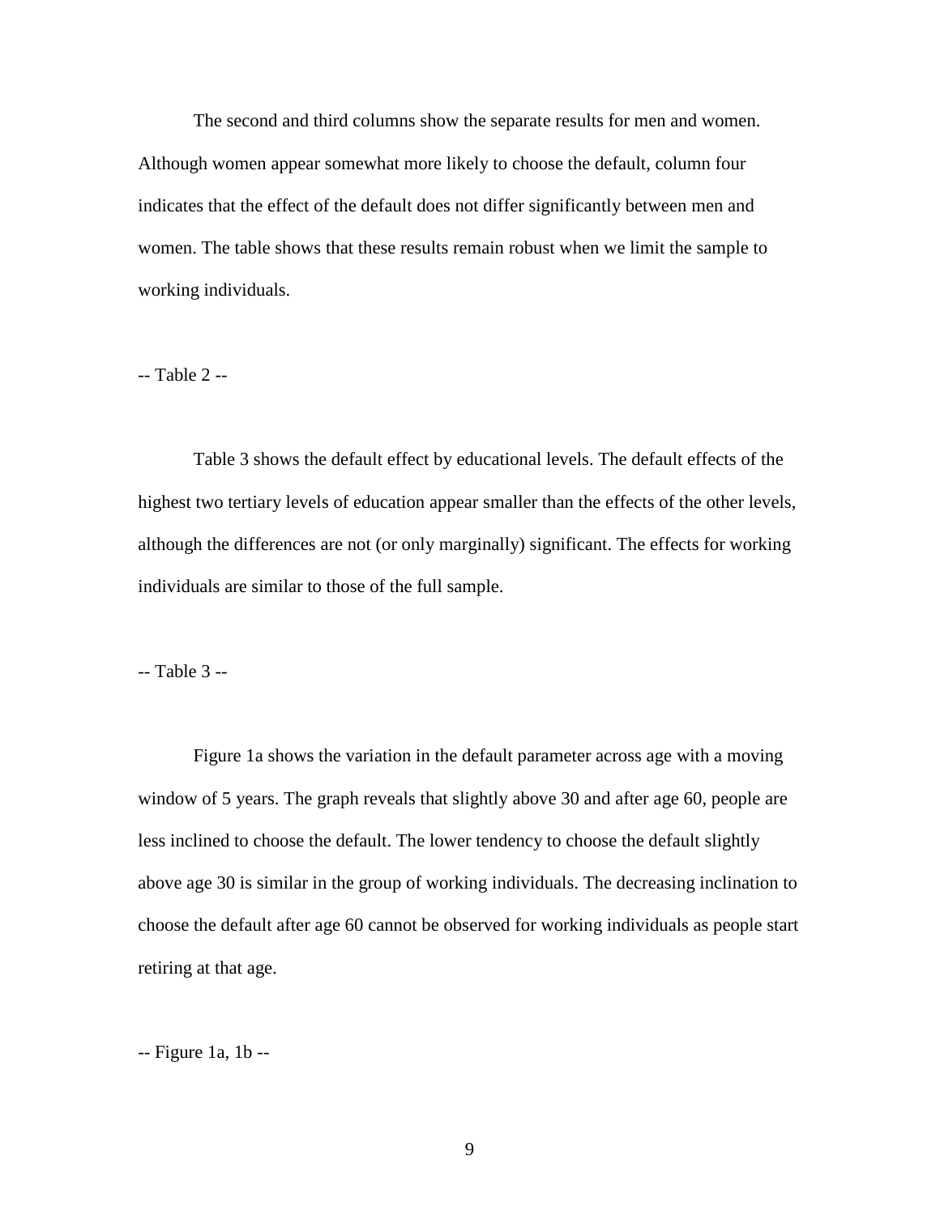The second and third columns show the separate results for men and women. Although women appear somewhat more likely to choose the default, column four indicates that the effect of the default does not differ significantly between men and women. The table shows that these results remain robust when we limit the sample to working individuals.

-- Table 2 --

Table 3 shows the default effect by educational levels. The default effects of the highest two tertiary levels of education appear smaller than the effects of the other levels, although the differences are not (or only marginally) significant. The effects for working individuals are similar to those of the full sample.

-- Table 3 --

Figure 1a shows the variation in the default parameter across age with a moving window of 5 years. The graph reveals that slightly above 30 and after age 60, people are less inclined to choose the default. The lower tendency to choose the default slightly above age 30 is similar in the group of working individuals. The decreasing inclination to choose the default after age 60 cannot be observed for working individuals as people start retiring at that age.

-- Figure 1a, 1b --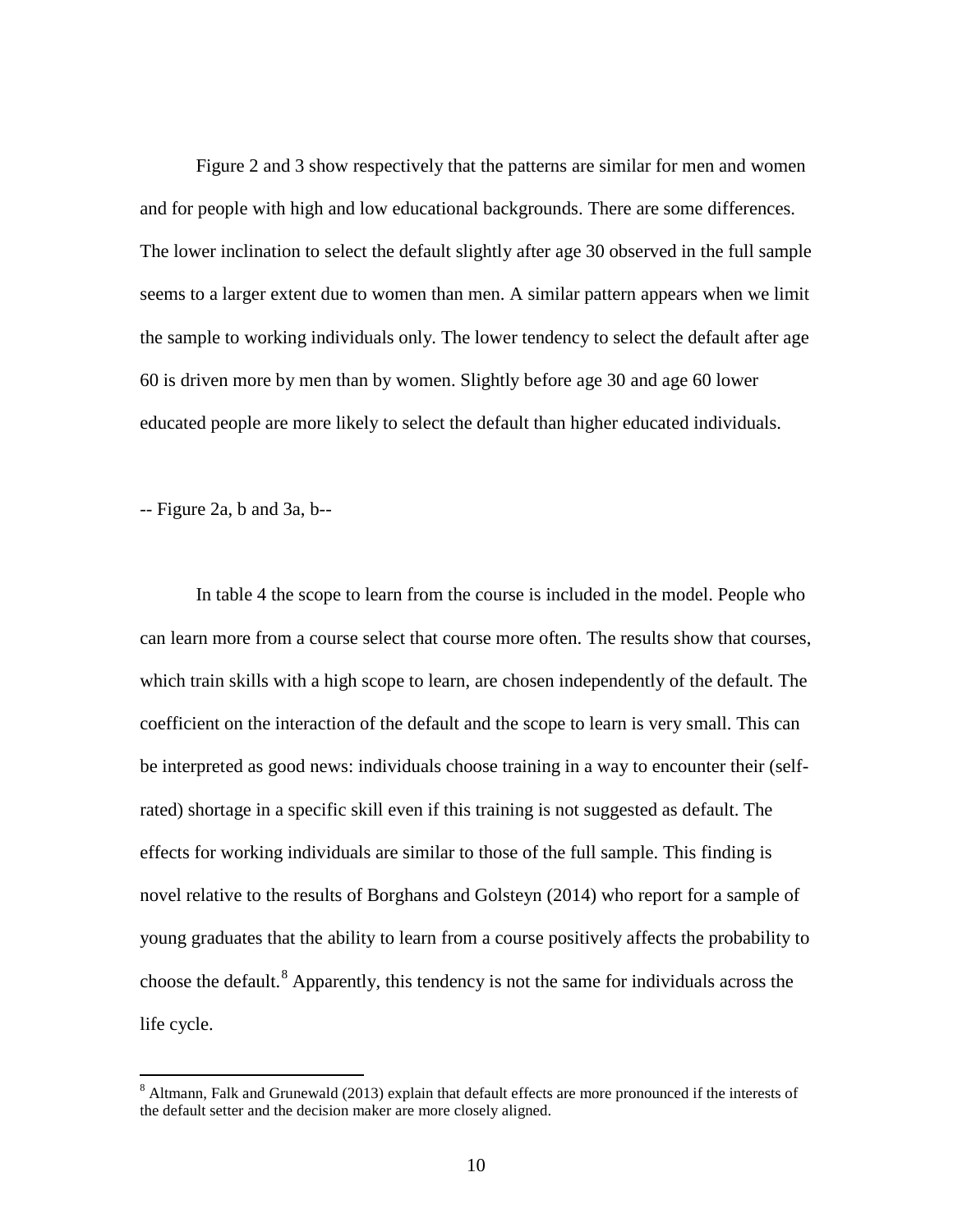Figure 2 and 3 show respectively that the patterns are similar for men and women and for people with high and low educational backgrounds. There are some differences. The lower inclination to select the default slightly after age 30 observed in the full sample seems to a larger extent due to women than men. A similar pattern appears when we limit the sample to working individuals only. The lower tendency to select the default after age 60 is driven more by men than by women. Slightly before age 30 and age 60 lower educated people are more likely to select the default than higher educated individuals.

-- Figure 2a, b and 3a, b--

In table 4 the scope to learn from the course is included in the model. People who can learn more from a course select that course more often. The results show that courses, which train skills with a high scope to learn, are chosen independently of the default. The coefficient on the interaction of the default and the scope to learn is very small. This can be interpreted as good news: individuals choose training in a way to encounter their (self-rated) shortage in a specific skill even if this training is not suggested as default. The effects for working individuals are similar to those of the full sample. This finding is novel relative to the results of Borghans and Golsteyn (2014) who report for a sample of young graduates that the ability to learn from a course positively affects the probability to choose the default.[8] Apparently, this tendency is not the same for individuals across the life cycle.

[8] Altmann, Falk and Grunewald (2013) explain that default effects are more pronounced if the interests of the default setter and the decision maker are more closely aligned.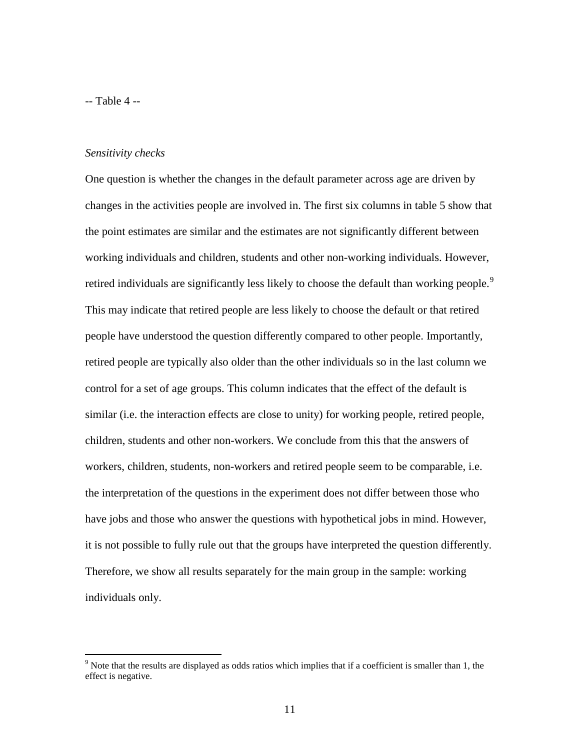-- Table 4 --

*Sensitivity checks*

One question is whether the changes in the default parameter across age are driven by changes in the activities people are involved in. The first six columns in table 5 show that the point estimates are similar and the estimates are not significantly different between working individuals and children, students and other non-working individuals. However, retired individuals are significantly less likely to choose the default than working people.[9] This may indicate that retired people are less likely to choose the default or that retired people have understood the question differently compared to other people. Importantly, retired people are typically also older than the other individuals so in the last column we control for a set of age groups. This column indicates that the effect of the default is similar (i.e. the interaction effects are close to unity) for working people, retired people, children, students and other non-workers. We conclude from this that the answers of workers, children, students, non-workers and retired people seem to be comparable, i.e. the interpretation of the questions in the experiment does not differ between those who have jobs and those who answer the questions with hypothetical jobs in mind. However, it is not possible to fully rule out that the groups have interpreted the question differently. Therefore, we show all results separately for the main group in the sample: working individuals only.

---

[9] Note that the results are displayed as odds ratios which implies that if a coefficient is smaller than 1, the effect is negative.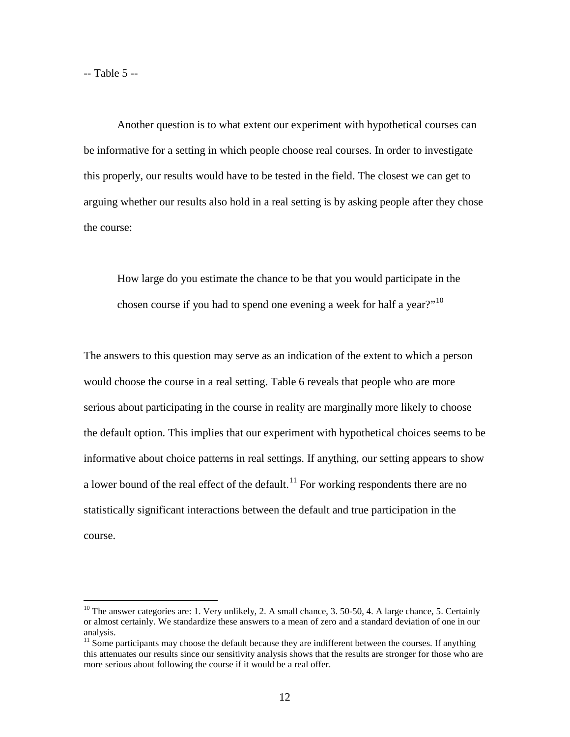-- Table 5 --

Another question is to what extent our experiment with hypothetical courses can be informative for a setting in which people choose real courses. In order to investigate this properly, our results would have to be tested in the field. The closest we can get to arguing whether our results also hold in a real setting is by asking people after they chose the course:

> How large do you estimate the chance to be that you would participate in the chosen course if you had to spend one evening a week for half a year?"[10]

The answers to this question may serve as an indication of the extent to which a person would choose the course in a real setting. Table 6 reveals that people who are more serious about participating in the course in reality are marginally more likely to choose the default option. This implies that our experiment with hypothetical choices seems to be informative about choice patterns in real settings. If anything, our setting appears to show a lower bound of the real effect of the default.[11] For working respondents there are no statistically significant interactions between the default and true participation in the course.

[10] The answer categories are: 1. Very unlikely, 2. A small chance, 3. 50-50, 4. A large chance, 5. Certainly or almost certainly. We standardize these answers to a mean of zero and a standard deviation of one in our analysis.

[11] Some participants may choose the default because they are indifferent between the courses. If anything this attenuates our results since our sensitivity analysis shows that the results are stronger for those who are more serious about following the course if it would be a real offer.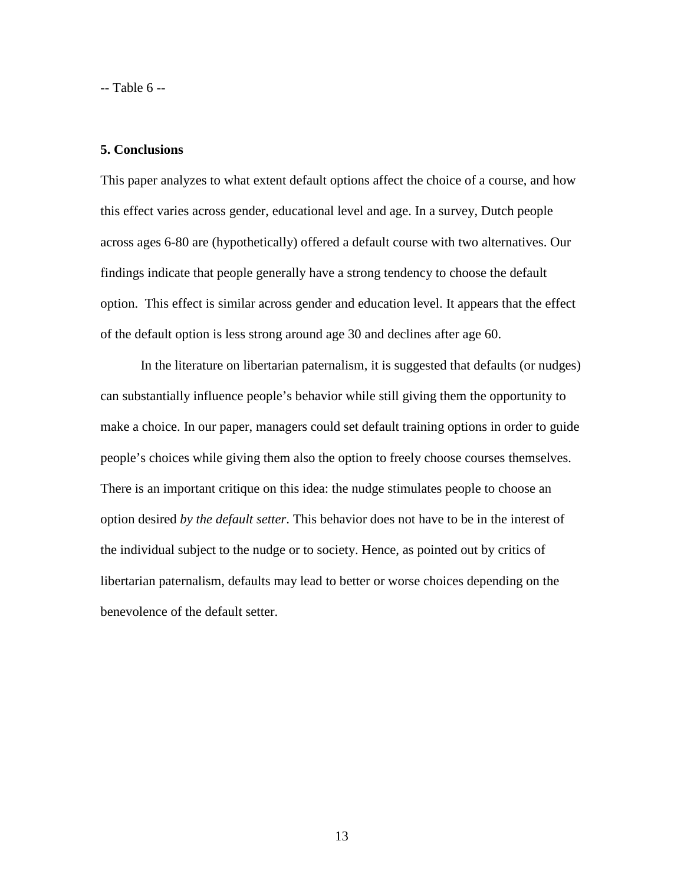-- Table 6 --

## 5. Conclusions

This paper analyzes to what extent default options affect the choice of a course, and how this effect varies across gender, educational level and age. In a survey, Dutch people across ages 6-80 are (hypothetically) offered a default course with two alternatives. Our findings indicate that people generally have a strong tendency to choose the default option. This effect is similar across gender and education level. It appears that the effect of the default option is less strong around age 30 and declines after age 60.

In the literature on libertarian paternalism, it is suggested that defaults (or nudges) can substantially influence people's behavior while still giving them the opportunity to make a choice. In our paper, managers could set default training options in order to guide people's choices while giving them also the option to freely choose courses themselves. There is an important critique on this idea: the nudge stimulates people to choose an option desired *by the default setter*. This behavior does not have to be in the interest of the individual subject to the nudge or to society. Hence, as pointed out by critics of libertarian paternalism, defaults may lead to better or worse choices depending on the benevolence of the default setter.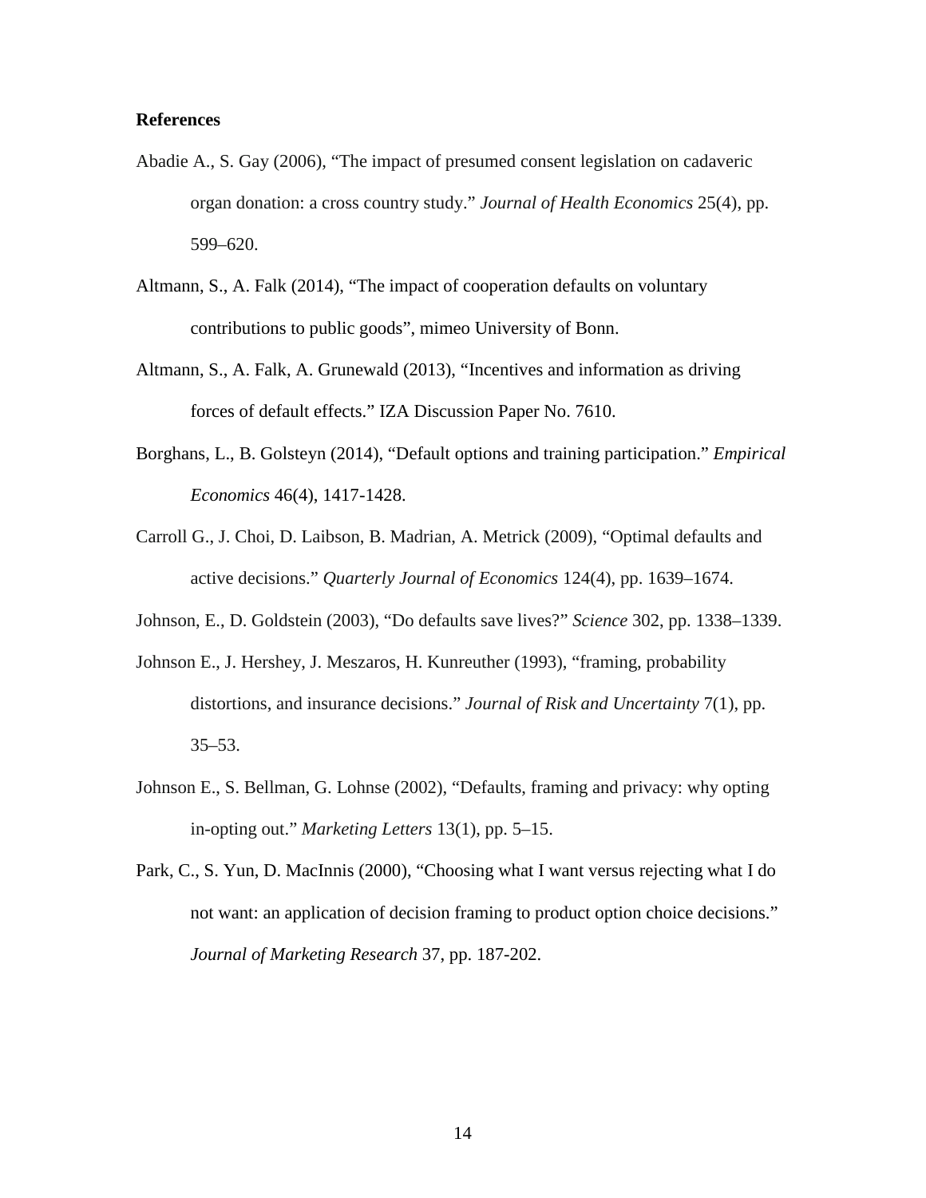**References**

Abadie A., S. Gay (2006), "The impact of presumed consent legislation on cadaveric organ donation: a cross country study." *Journal of Health Economics* 25(4), pp. 599–620.

Altmann, S., A. Falk (2014), "The impact of cooperation defaults on voluntary contributions to public goods", mimeo University of Bonn.

Altmann, S., A. Falk, A. Grunewald (2013), "Incentives and information as driving forces of default effects." IZA Discussion Paper No. 7610.

Borghans, L., B. Golsteyn (2014), "Default options and training participation." *Empirical Economics* 46(4), 1417-1428.

Carroll G., J. Choi, D. Laibson, B. Madrian, A. Metrick (2009), "Optimal defaults and active decisions." *Quarterly Journal of Economics* 124(4), pp. 1639–1674.

Johnson, E., D. Goldstein (2003), "Do defaults save lives?" *Science* 302, pp. 1338–1339.

Johnson E., J. Hershey, J. Meszaros, H. Kunreuther (1993), "framing, probability distortions, and insurance decisions." *Journal of Risk and Uncertainty* 7(1), pp. 35–53.

Johnson E., S. Bellman, G. Lohnse (2002), "Defaults, framing and privacy: why opting in-opting out." *Marketing Letters* 13(1), pp. 5–15.

Park, C., S. Yun, D. MacInnis (2000), "Choosing what I want versus rejecting what I do not want: an application of decision framing to product option choice decisions." *Journal of Marketing Research* 37, pp. 187-202.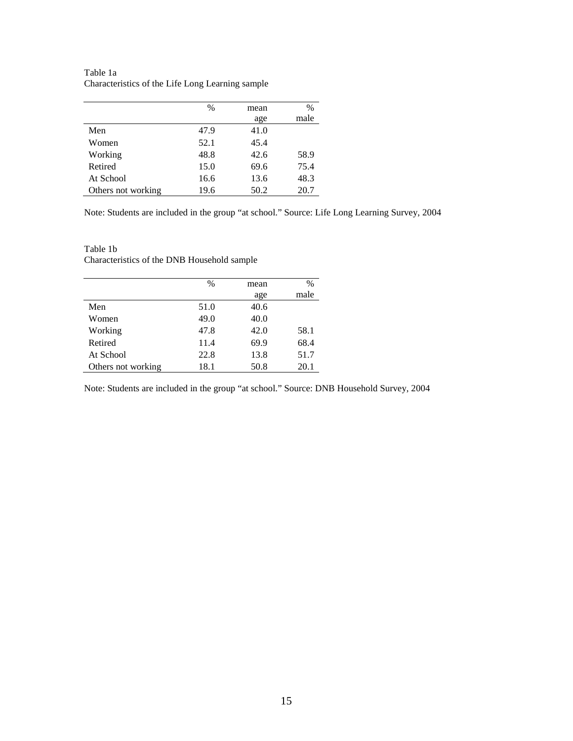Table 1a
Characteristics of the Life Long Learning sample

| | % | mean age | % male |
|---|---|---|---|
| Men | 47.9 | 41.0 | |
| Women | 52.1 | 45.4 | |
| Working | 48.8 | 42.6 | 58.9 |
| Retired | 15.0 | 69.6 | 75.4 |
| At School | 16.6 | 13.6 | 48.3 |
| Others not working | 19.6 | 50.2 | 20.7 |

Note: Students are included in the group “at school.” Source: Life Long Learning Survey, 2004

Table 1b
Characteristics of the DNB Household sample

| | % | mean age | % male |
|---|---|---|---|
| Men | 51.0 | 40.6 | |
| Women | 49.0 | 40.0 | |
| Working | 47.8 | 42.0 | 58.1 |
| Retired | 11.4 | 69.9 | 68.4 |
| At School | 22.8 | 13.8 | 51.7 |
| Others not working | 18.1 | 50.8 | 20.1 |

Note: Students are included in the group “at school.” Source: DNB Household Survey, 2004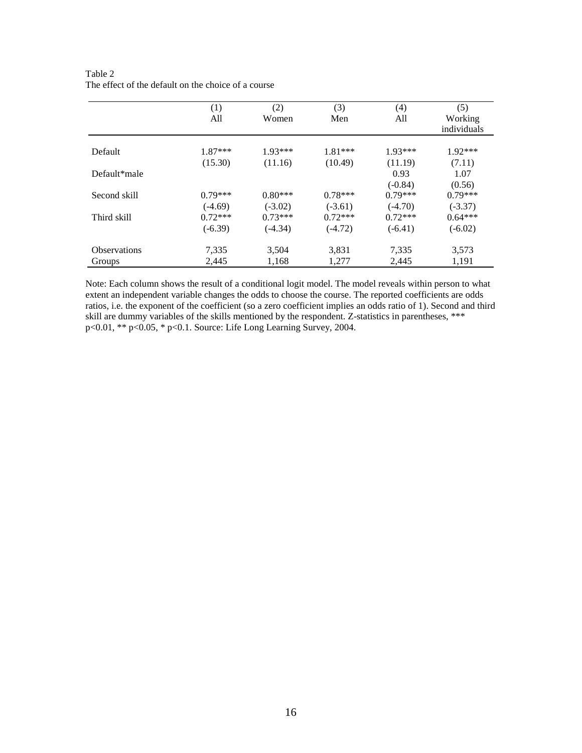Table 2
The effect of the default on the choice of a course

| | (1)<br>All | (2)<br>Women | (3)<br>Men | (4)<br>All | (5)<br>Working individuals |
|---|---|---|---|---|---|
| Default | 1.87*** | 1.93*** | 1.81*** | 1.93*** | 1.92*** |
| | (15.30) | (11.16) | (10.49) | (11.19) | (7.11) |
| Default*male | | | | 0.93 | 1.07 |
| | | | | (-0.84) | (0.56) |
| Second skill | 0.79*** | 0.80*** | 0.78*** | 0.79*** | 0.79*** |
| | (-4.69) | (-3.02) | (-3.61) | (-4.70) | (-3.37) |
| Third skill | 0.72*** | 0.73*** | 0.72*** | 0.72*** | 0.64*** |
| | (-6.39) | (-4.34) | (-4.72) | (-6.41) | (-6.02) |
| Observations | 7,335 | 3,504 | 3,831 | 7,335 | 3,573 |
| Groups | 2,445 | 1,168 | 1,277 | 2,445 | 1,191 |

Note: Each column shows the result of a conditional logit model. The model reveals within person to what extent an independent variable changes the odds to choose the course. The reported coefficients are odds ratios, i.e. the exponent of the coefficient (so a zero coefficient implies an odds ratio of 1). Second and third skill are dummy variables of the skills mentioned by the respondent. Z-statistics in parentheses, *** $p<0.01$, ** $p<0.05$, * $p<0.1$. Source: Life Long Learning Survey, 2004.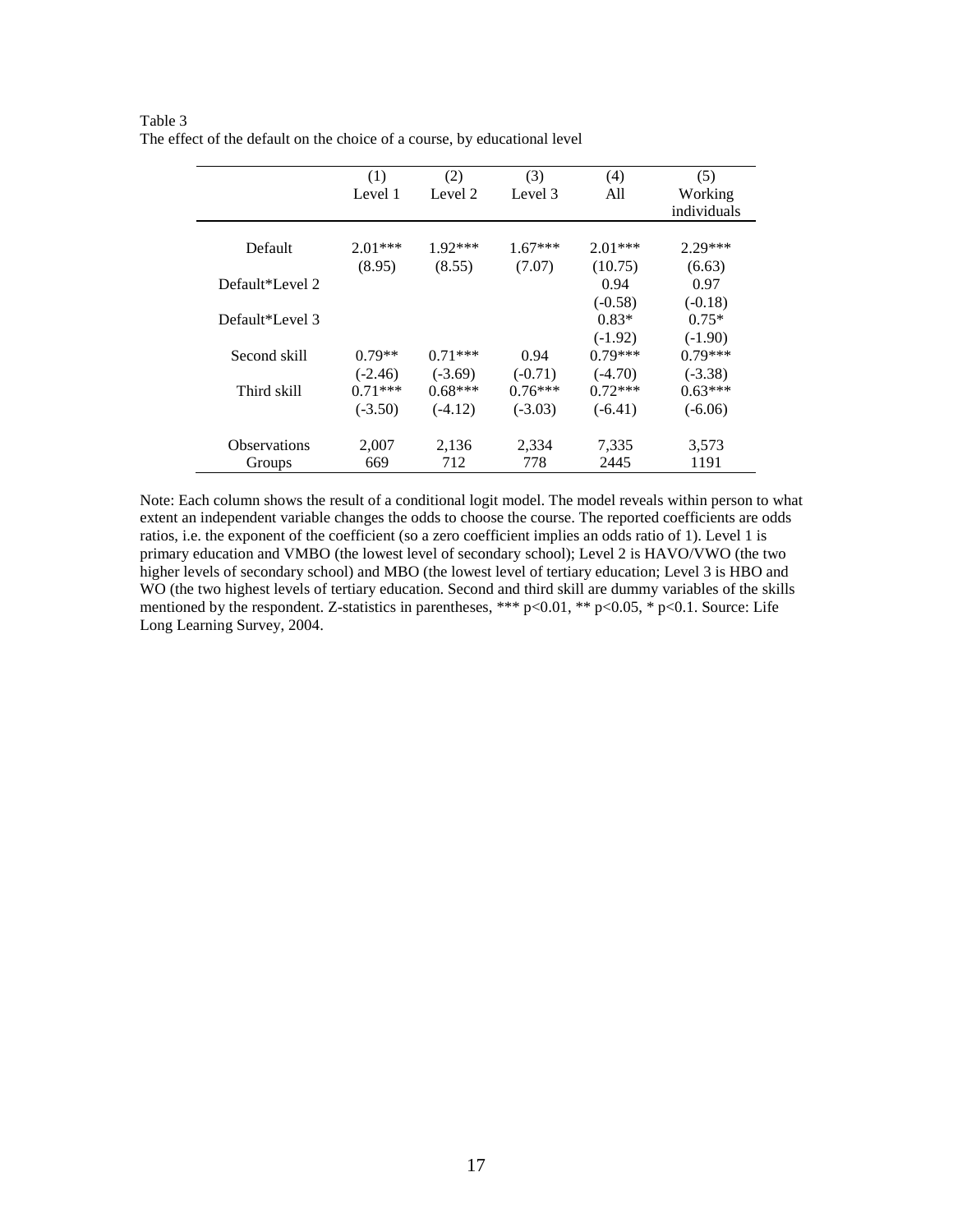Table 3
The effect of the default on the choice of a course, by educational level

| | (1) Level 1 | (2) Level 2 | (3) Level 3 | (4) All | (5) Working individuals |
|---|---|---|---|---|---|
| Default | 2.01*** | 1.92*** | 1.67*** | 2.01*** | 2.29*** |
| | (8.95) | (8.55) | (7.07) | (10.75) | (6.63) |
| Default*Level 2 | | | | 0.94 | 0.97 |
| | | | | (-0.58) | (-0.18) |
| Default*Level 3 | | | | 0.83* | 0.75* |
| | | | | (-1.92) | (-1.90) |
| Second skill | 0.79** | 0.71*** | 0.94 | 0.79*** | 0.79*** |
| | (-2.46) | (-3.69) | (-0.71) | (-4.70) | (-3.38) |
| Third skill | 0.71*** | 0.68*** | 0.76*** | 0.72*** | 0.63*** |
| | (-3.50) | (-4.12) | (-3.03) | (-6.41) | (-6.06) |
| Observations | 2,007 | 2,136 | 2,334 | 7,335 | 3,573 |
| Groups | 669 | 712 | 778 | 2445 | 1191 |

Note: Each column shows the result of a conditional logit model. The model reveals within person to what extent an independent variable changes the odds to choose the course. The reported coefficients are odds ratios, i.e. the exponent of the coefficient (so a zero coefficient implies an odds ratio of 1). Level 1 is primary education and VMBO (the lowest level of secondary school); Level 2 is HAVO/VWO (the two higher levels of secondary school) and MBO (the lowest level of tertiary education; Level 3 is HBO and WO (the two highest levels of tertiary education. Second and third skill are dummy variables of the skills mentioned by the respondent. Z-statistics in parentheses, *** p<0.01, ** p<0.05, * p<0.1. Source: Life Long Learning Survey, 2004.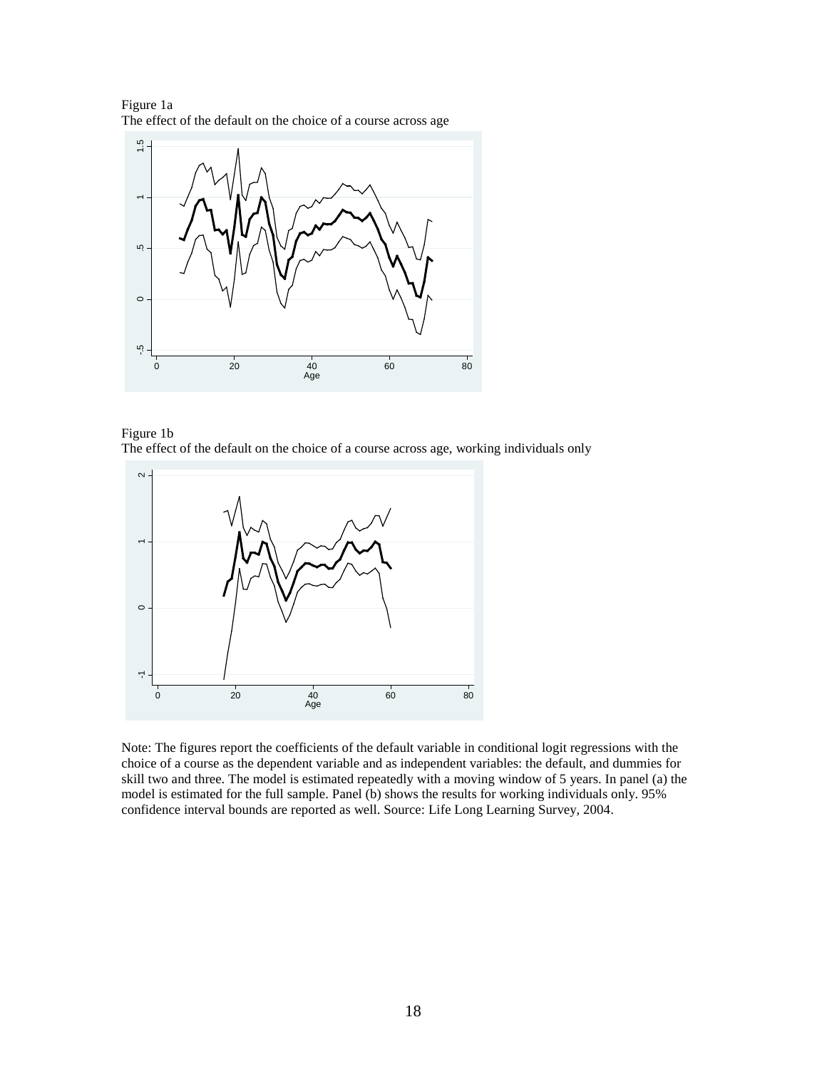Figure 1a
The effect of the default on the choice of a course across age

Figure 1b
The effect of the default on the choice of a course across age, working individuals only

Note: The figures report the coefficients of the default variable in conditional logit regressions with the choice of a course as the dependent variable and as independent variables: the default, and dummies for skill two and three. The model is estimated repeatedly with a moving window of 5 years. In panel (a) the model is estimated for the full sample. Panel (b) shows the results for working individuals only. 95% confidence interval bounds are reported as well. Source: Life Long Learning Survey, 2004.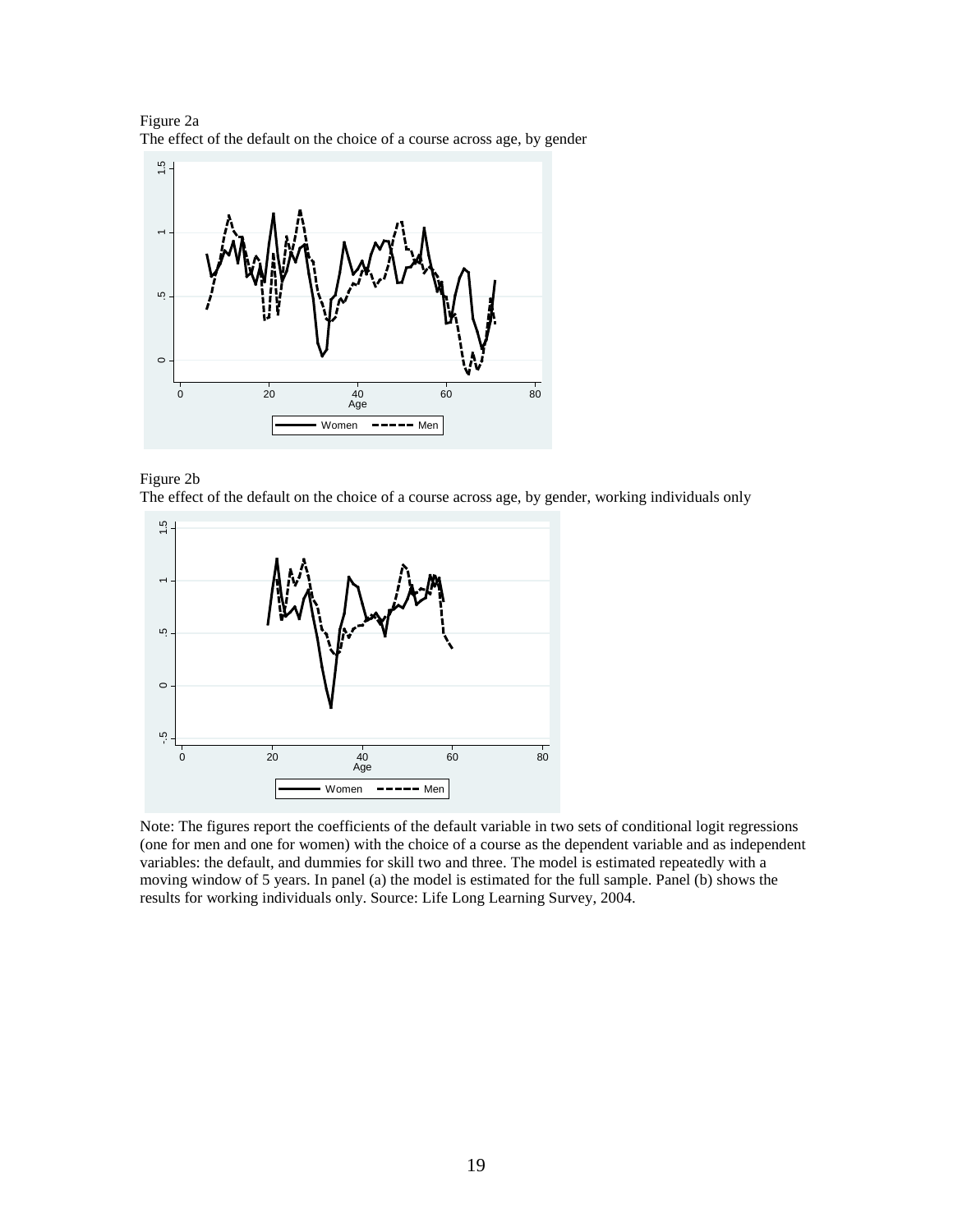Figure 2a

The effect of the default on the choice of a course across age, by gender

Figure 2b

The effect of the default on the choice of a course across age, by gender, working individuals only

Note: The figures report the coefficients of the default variable in two sets of conditional logit regressions (one for men and one for women) with the choice of a course as the dependent variable and as independent variables: the default, and dummies for skill two and three. The model is estimated repeatedly with a moving window of 5 years. In panel (a) the model is estimated for the full sample. Panel (b) shows the results for working individuals only. Source: Life Long Learning Survey, 2004.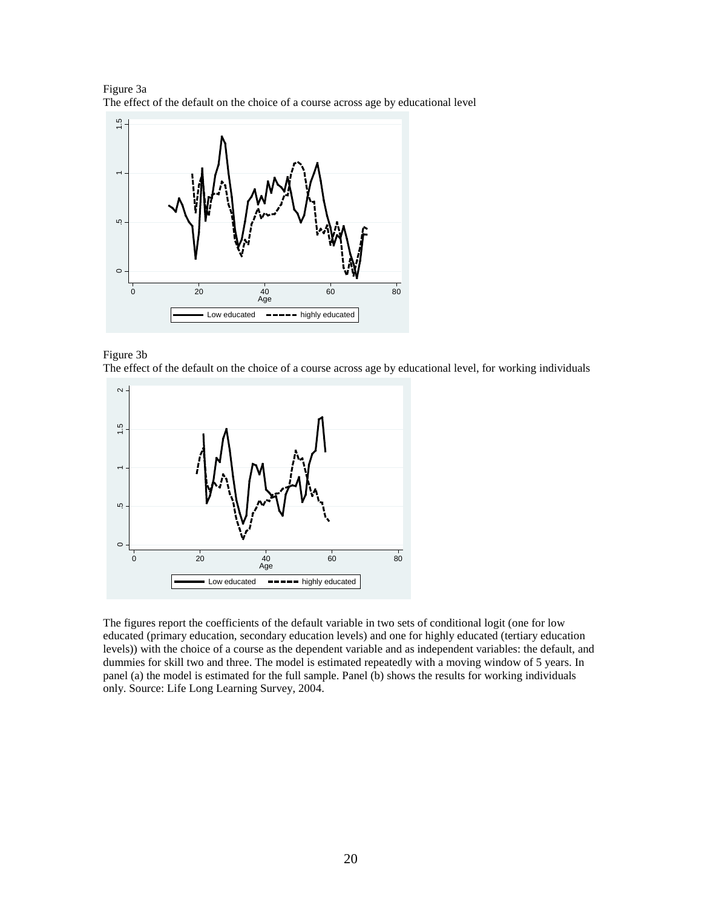Figure 3a
The effect of the default on the choice of a course across age by educational level

Figure 3b
The effect of the default on the choice of a course across age by educational level, for working individuals

The figures report the coefficients of the default variable in two sets of conditional logit (one for low educated (primary education, secondary education levels) and one for highly educated (tertiary education levels)) with the choice of a course as the dependent variable and as independent variables: the default, and dummies for skill two and three. The model is estimated repeatedly with a moving window of 5 years. In panel (a) the model is estimated for the full sample. Panel (b) shows the results for working individuals only. Source: Life Long Learning Survey, 2004.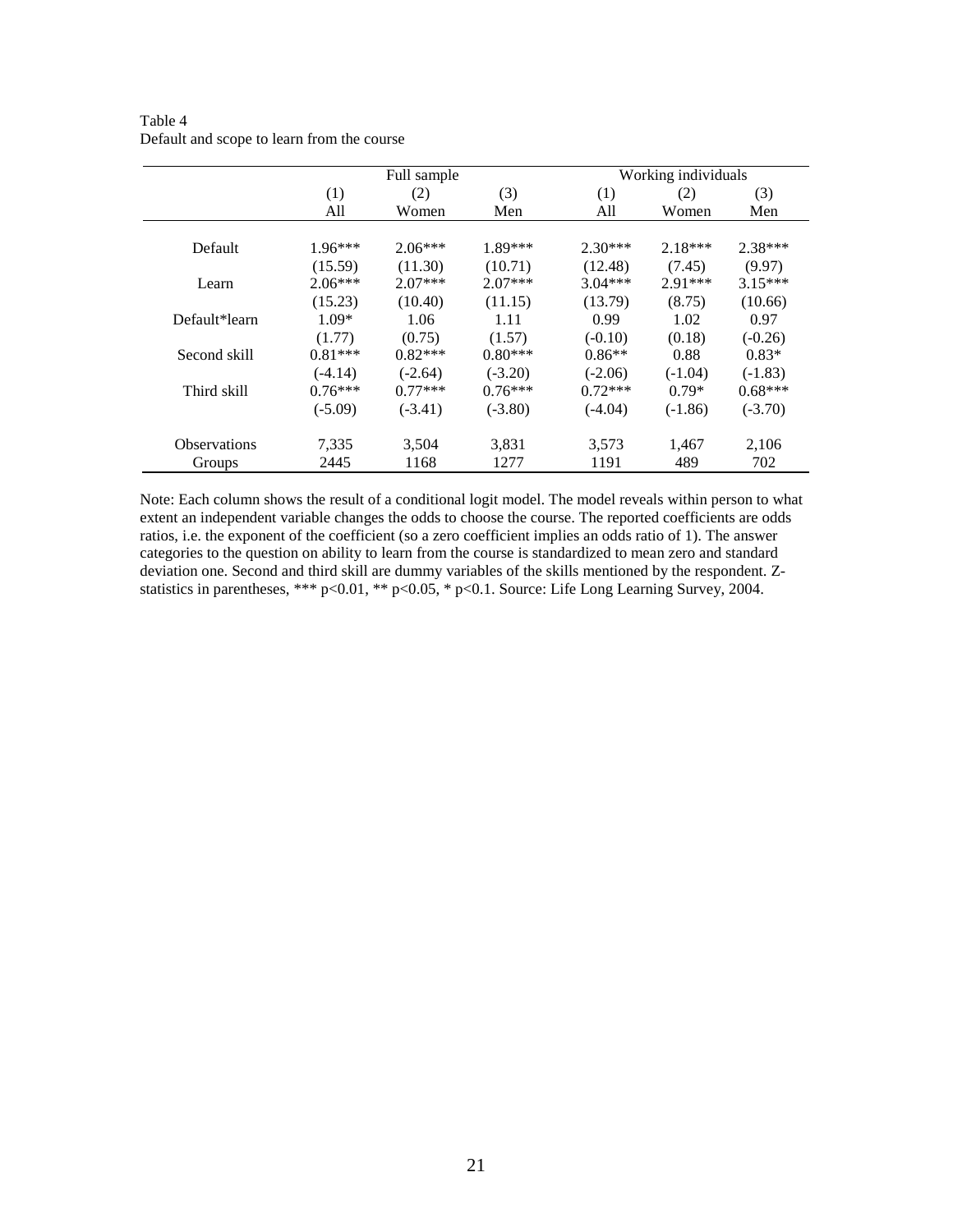Table 4
Default and scope to learn from the course

| | Full sample | | | Working individuals | | |
|---|---|---|---|---|---|---|
| | (1) | (2) | (3) | (1) | (2) | (3) |
| | All | Women | Men | All | Women | Men |
| Default | 1.96*** | 2.06*** | 1.89*** | 2.30*** | 2.18*** | 2.38*** |
| | (15.59) | (11.30) | (10.71) | (12.48) | (7.45) | (9.97) |
| Learn | 2.06*** | 2.07*** | 2.07*** | 3.04*** | 2.91*** | 3.15*** |
| | (15.23) | (10.40) | (11.15) | (13.79) | (8.75) | (10.66) |
| Default*learn | 1.09* | 1.06 | 1.11 | 0.99 | 1.02 | 0.97 |
| | (1.77) | (0.75) | (1.57) | (-0.10) | (0.18) | (-0.26) |
| Second skill | 0.81*** | 0.82*** | 0.80*** | 0.86** | 0.88 | 0.83* |
| | (-4.14) | (-2.64) | (-3.20) | (-2.06) | (-1.04) | (-1.83) |
| Third skill | 0.76*** | 0.77*** | 0.76*** | 0.72*** | 0.79* | 0.68*** |
| | (-5.09) | (-3.41) | (-3.80) | (-4.04) | (-1.86) | (-3.70) |
| Observations | 7,335 | 3,504 | 3,831 | 3,573 | 1,467 | 2,106 |
| Groups | 2445 | 1168 | 1277 | 1191 | 489 | 702 |

Note: Each column shows the result of a conditional logit model. The model reveals within person to what extent an independent variable changes the odds to choose the course. The reported coefficients are odds ratios, i.e. the exponent of the coefficient (so a zero coefficient implies an odds ratio of 1). The answer categories to the question on ability to learn from the course is standardized to mean zero and standard deviation one. Second and third skill are dummy variables of the skills mentioned by the respondent. Z-statistics in parentheses, *** p<0.01, ** p<0.05, * p<0.1. Source: Life Long Learning Survey, 2004.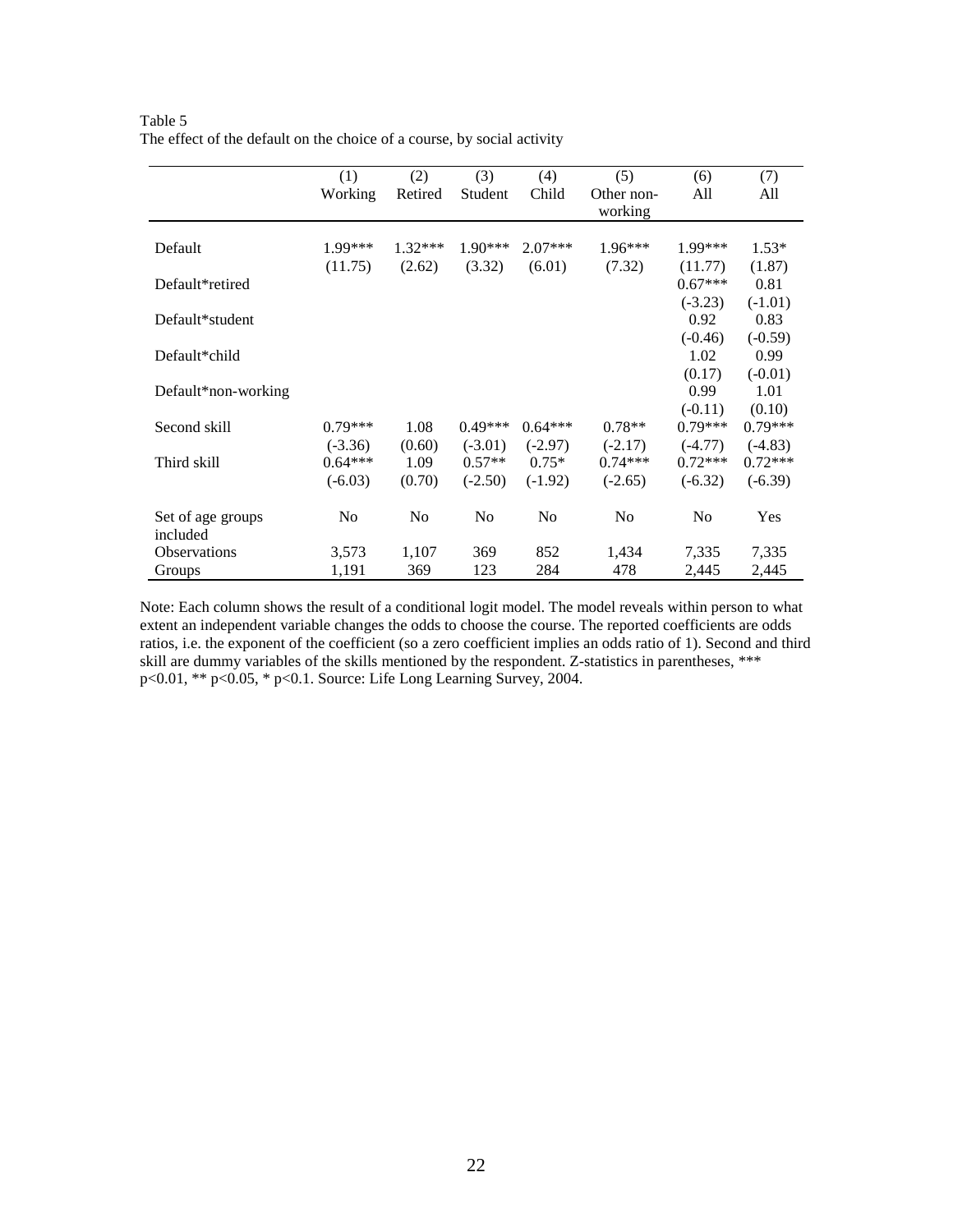Table 5
The effect of the default on the choice of a course, by social activity

| | (1) Working | (2) Retired | (3) Student | (4) Child | (5) Other non-working | (6) All | (7) All |
|---|---|---|---|---|---|---|---|
| Default | 1.99*** | 1.32*** | 1.90*** | 2.07*** | 1.96*** | 1.99*** | 1.53* |
| | (11.75) | (2.62) | (3.32) | (6.01) | (7.32) | (11.77) | (1.87) |
| Default*retired | | | | | | 0.67*** | 0.81 |
| | | | | | | (-3.23) | (-1.01) |
| Default*student | | | | | | 0.92 | 0.83 |
| | | | | | | (-0.46) | (-0.59) |
| Default*child | | | | | | 1.02 | 0.99 |
| | | | | | | (0.17) | (-0.01) |
| Default*non-working | | | | | | 0.99 | 1.01 |
| | | | | | | (-0.11) | (0.10) |
| Second skill | 0.79*** | 1.08 | 0.49*** | 0.64*** | 0.78** | 0.79*** | 0.79*** |
| | (-3.36) | (0.60) | (-3.01) | (-2.97) | (-2.17) | (-4.77) | (-4.83) |
| Third skill | 0.64*** | 1.09 | 0.57** | 0.75* | 0.74*** | 0.72*** | 0.72*** |
| | (-6.03) | (0.70) | (-2.50) | (-1.92) | (-2.65) | (-6.32) | (-6.39) |
| Set of age groups included | No | No | No | No | No | No | Yes |
| Observations | 3,573 | 1,107 | 369 | 852 | 1,434 | 7,335 | 7,335 |
| Groups | 1,191 | 369 | 123 | 284 | 478 | 2,445 | 2,445 |

Note: Each column shows the result of a conditional logit model. The model reveals within person to what extent an independent variable changes the odds to choose the course. The reported coefficients are odds ratios, i.e. the exponent of the coefficient (so a zero coefficient implies an odds ratio of 1). Second and third skill are dummy variables of the skills mentioned by the respondent. Z-statistics in parentheses, *** p<0.01, ** p<0.05, * p<0.1. Source: Life Long Learning Survey, 2004.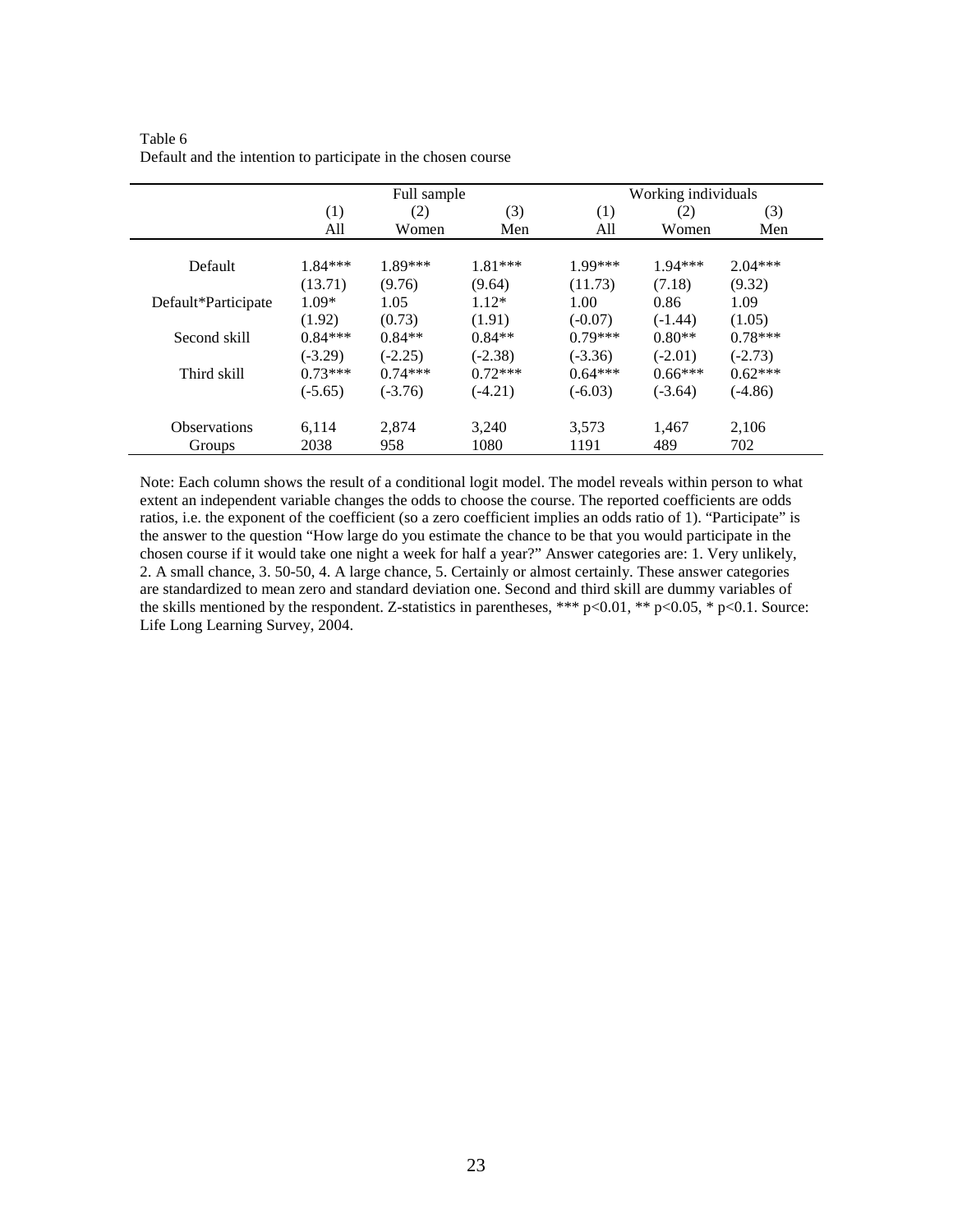Table 6
Default and the intention to participate in the chosen course

| | Full sample | | | Working individuals | | |
|---|---|---|---|---|---|---|
| | (1) | (2) | (3) | (1) | (2) | (3) |
| | All | Women | Men | All | Women | Men |
| Default | 1.84*** | 1.89*** | 1.81*** | 1.99*** | 1.94*** | 2.04*** |
| | (13.71) | (9.76) | (9.64) | (11.73) | (7.18) | (9.32) |
| Default*Participate | 1.09* | 1.05 | 1.12* | 1.00 | 0.86 | 1.09 |
| | (1.92) | (0.73) | (1.91) | (-0.07) | (-1.44) | (1.05) |
| Second skill | 0.84*** | 0.84** | 0.84** | 0.79*** | 0.80** | 0.78*** |
| | (-3.29) | (-2.25) | (-2.38) | (-3.36) | (-2.01) | (-2.73) |
| Third skill | 0.73*** | 0.74*** | 0.72*** | 0.64*** | 0.66*** | 0.62*** |
| | (-5.65) | (-3.76) | (-4.21) | (-6.03) | (-3.64) | (-4.86) |
| Observations | 6,114 | 2,874 | 3,240 | 3,573 | 1,467 | 2,106 |
| Groups | 2038 | 958 | 1080 | 1191 | 489 | 702 |

Note: Each column shows the result of a conditional logit model. The model reveals within person to what extent an independent variable changes the odds to choose the course. The reported coefficients are odds ratios, i.e. the exponent of the coefficient (so a zero coefficient implies an odds ratio of 1). "Participate" is the answer to the question "How large do you estimate the chance to be that you would participate in the chosen course if it would take one night a week for half a year?" Answer categories are: 1. Very unlikely, 2. A small chance, 3. 50-50, 4. A large chance, 5. Certainly or almost certainly. These answer categories are standardized to mean zero and standard deviation one. Second and third skill are dummy variables of the skills mentioned by the respondent. Z-statistics in parentheses, *** $p<0.01$, ** $p<0.05$, * $p<0.1$. Source: Life Long Learning Survey, 2004.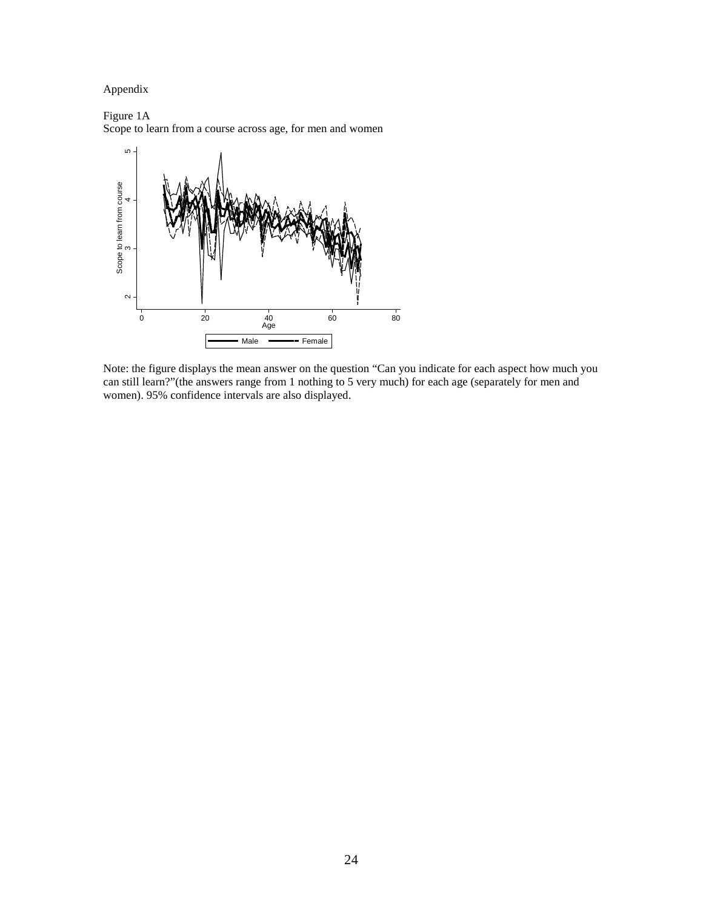Appendix

Figure 1A
Scope to learn from a course across age, for men and women

Scope to learn from course

5

4

3

2

0

20

40

60

80

Age

Male

Female

Note: the figure displays the mean answer on the question “Can you indicate for each aspect how much you can still learn?”(the answers range from 1 nothing to 5 very much) for each age (separately for men and women). 95% confidence intervals are also displayed.